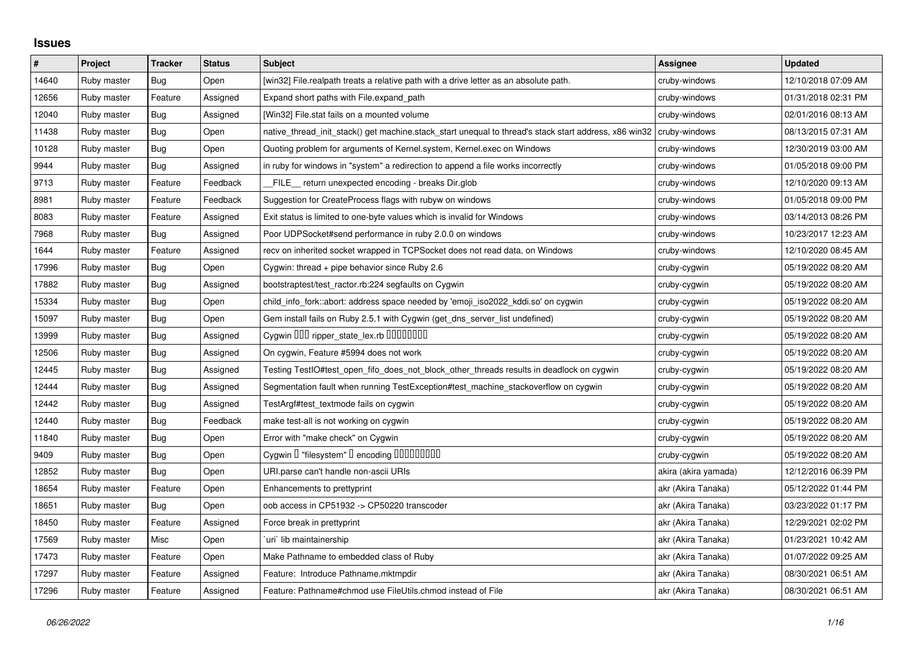## Issues

| # | Project | Tracker | Status | Subject | Assignee | Updated |
|---|---|---|---|---|---|---|
| 14640 | Ruby master | Bug | Open | [win32] File.realpath treats a relative path with a drive letter as an absolute path. | cruby-windows | 12/10/2018 07:09 AM |
| 12656 | Ruby master | Feature | Assigned | Expand short paths with File.expand_path | cruby-windows | 01/31/2018 02:31 PM |
| 12040 | Ruby master | Bug | Assigned | [Win32] File.stat fails on a mounted volume | cruby-windows | 02/01/2016 08:13 AM |
| 11438 | Ruby master | Bug | Open | native_thread_init_stack() get machine.stack_start unequal to thread's stack start address, x86 win32 | cruby-windows | 08/13/2015 07:31 AM |
| 10128 | Ruby master | Bug | Open | Quoting problem for arguments of Kernel.system, Kernel.exec on Windows | cruby-windows | 12/30/2019 03:00 AM |
| 9944 | Ruby master | Bug | Assigned | in ruby for windows in "system" a redirection to append a file works incorrectly | cruby-windows | 01/05/2018 09:00 PM |
| 9713 | Ruby master | Feature | Feedback | __FILE__ return unexpected encoding - breaks Dir.glob | cruby-windows | 12/10/2020 09:13 AM |
| 8981 | Ruby master | Feature | Feedback | Suggestion for CreateProcess flags with rubyw on windows | cruby-windows | 01/05/2018 09:00 PM |
| 8083 | Ruby master | Feature | Assigned | Exit status is limited to one-byte values which is invalid for Windows | cruby-windows | 03/14/2013 08:26 PM |
| 7968 | Ruby master | Bug | Assigned | Poor UDPSocket#send performance in ruby 2.0.0 on windows | cruby-windows | 10/23/2017 12:23 AM |
| 1644 | Ruby master | Feature | Assigned | recv on inherited socket wrapped in TCPSocket does not read data, on Windows | cruby-windows | 12/10/2020 08:45 AM |
| 17996 | Ruby master | Bug | Open | Cygwin: thread + pipe behavior since Ruby 2.6 | cruby-cygwin | 05/19/2022 08:20 AM |
| 17882 | Ruby master | Bug | Assigned | bootstraptest/test_ractor.rb:224 segfaults on Cygwin | cruby-cygwin | 05/19/2022 08:20 AM |
| 15334 | Ruby master | Bug | Open | child_info_fork::abort: address space needed by 'emoji_iso2022_kddi.so' on cygwin | cruby-cygwin | 05/19/2022 08:20 AM |
| 15097 | Ruby master | Bug | Open | Gem install fails on Ruby 2.5.1 with Cygwin (get_dns_server_list undefined) | cruby-cygwin | 05/19/2022 08:20 AM |
| 13999 | Ruby master | Bug | Assigned | Cygwin ��� ripper_state_lex.rb �������� | cruby-cygwin | 05/19/2022 08:20 AM |
| 12506 | Ruby master | Bug | Assigned | On cygwin, Feature #5994 does not work | cruby-cygwin | 05/19/2022 08:20 AM |
| 12445 | Ruby master | Bug | Assigned | Testing TestIO#test_open_fifo_does_not_block_other_threads results in deadlock on cygwin | cruby-cygwin | 05/19/2022 08:20 AM |
| 12444 | Ruby master | Bug | Assigned | Segmentation fault when running TestException#test_machine_stackoverflow on cygwin | cruby-cygwin | 05/19/2022 08:20 AM |
| 12442 | Ruby master | Bug | Assigned | TestArgf#test_textmode fails on cygwin | cruby-cygwin | 05/19/2022 08:20 AM |
| 12440 | Ruby master | Bug | Feedback | make test-all is not working on cygwin | cruby-cygwin | 05/19/2022 08:20 AM |
| 11840 | Ruby master | Bug | Open | Error with "make check" on Cygwin | cruby-cygwin | 05/19/2022 08:20 AM |
| 9409 | Ruby master | Bug | Open | Cygwin � "filesystem" � encoding ��������� | cruby-cygwin | 05/19/2022 08:20 AM |
| 12852 | Ruby master | Bug | Open | URI.parse can't handle non-ascii URIs | akira (akira yamada) | 12/12/2016 06:39 PM |
| 18654 | Ruby master | Feature | Open | Enhancements to prettyprint | akr (Akira Tanaka) | 05/12/2022 01:44 PM |
| 18651 | Ruby master | Bug | Open | oob access in CP51932 -> CP50220 transcoder | akr (Akira Tanaka) | 03/23/2022 01:17 PM |
| 18450 | Ruby master | Feature | Assigned | Force break in prettyprint | akr (Akira Tanaka) | 12/29/2021 02:02 PM |
| 17569 | Ruby master | Misc | Open | `uri` lib maintainership | akr (Akira Tanaka) | 01/23/2021 10:42 AM |
| 17473 | Ruby master | Feature | Open | Make Pathname to embedded class of Ruby | akr (Akira Tanaka) | 01/07/2022 09:25 AM |
| 17297 | Ruby master | Feature | Assigned | Feature: Introduce Pathname.mktmpdir | akr (Akira Tanaka) | 08/30/2021 06:51 AM |
| 17296 | Ruby master | Feature | Assigned | Feature: Pathname#chmod use FileUtils.chmod instead of File | akr (Akira Tanaka) | 08/30/2021 06:51 AM |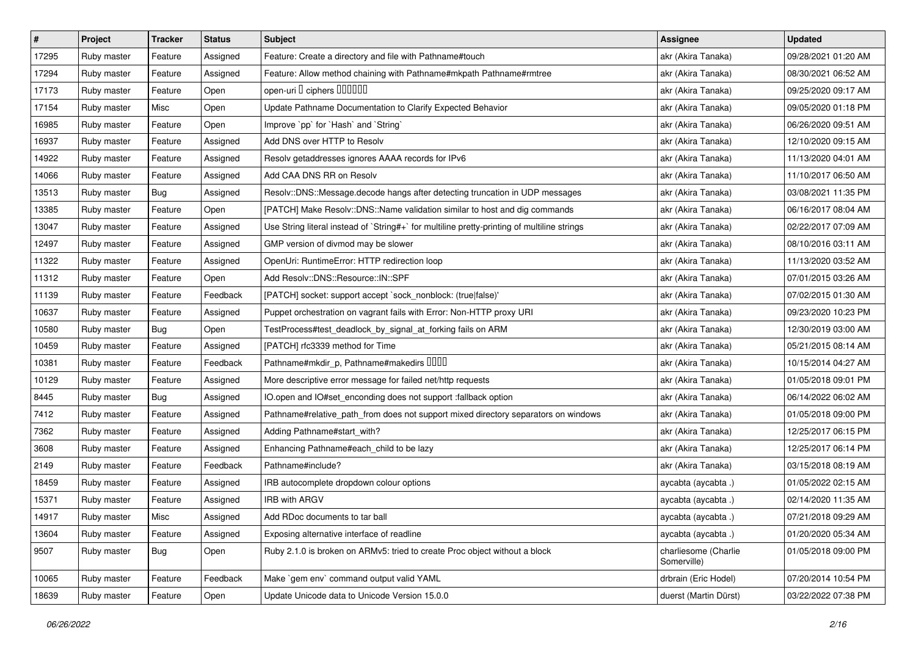| # | Project | Tracker | Status | Subject | Assignee | Updated |
|---|---|---|---|---|---|---|
| 17295 | Ruby master | Feature | Assigned | Feature: Create a directory and file with Pathname#touch | akr (Akira Tanaka) | 09/28/2021 01:20 AM |
| 17294 | Ruby master | Feature | Assigned | Feature: Allow method chaining with Pathname#mkpath Pathname#rmtree | akr (Akira Tanaka) | 08/30/2021 06:52 AM |
| 17173 | Ruby master | Feature | Open | open-uri � ciphers ������ | akr (Akira Tanaka) | 09/25/2020 09:17 AM |
| 17154 | Ruby master | Misc | Open | Update Pathname Documentation to Clarify Expected Behavior | akr (Akira Tanaka) | 09/05/2020 01:18 PM |
| 16985 | Ruby master | Feature | Open | Improve `pp` for `Hash` and `String` | akr (Akira Tanaka) | 06/26/2020 09:51 AM |
| 16937 | Ruby master | Feature | Assigned | Add DNS over HTTP to Resolv | akr (Akira Tanaka) | 12/10/2020 09:15 AM |
| 14922 | Ruby master | Feature | Assigned | Resolv getaddresses ignores AAAA records for IPv6 | akr (Akira Tanaka) | 11/13/2020 04:01 AM |
| 14066 | Ruby master | Feature | Assigned | Add CAA DNS RR on Resolv | akr (Akira Tanaka) | 11/10/2017 06:50 AM |
| 13513 | Ruby master | Bug | Assigned | Resolv::DNS::Message.decode hangs after detecting truncation in UDP messages | akr (Akira Tanaka) | 03/08/2021 11:35 PM |
| 13385 | Ruby master | Feature | Open | [PATCH] Make Resolv::DNS::Name validation similar to host and dig commands | akr (Akira Tanaka) | 06/16/2017 08:04 AM |
| 13047 | Ruby master | Feature | Assigned | Use String literal instead of `String#+` for multiline pretty-printing of multiline strings | akr (Akira Tanaka) | 02/22/2017 07:09 AM |
| 12497 | Ruby master | Feature | Assigned | GMP version of divmod may be slower | akr (Akira Tanaka) | 08/10/2016 03:11 AM |
| 11322 | Ruby master | Feature | Assigned | OpenUri: RuntimeError: HTTP redirection loop | akr (Akira Tanaka) | 11/13/2020 03:52 AM |
| 11312 | Ruby master | Feature | Open | Add Resolv::DNS::Resource::IN::SPF | akr (Akira Tanaka) | 07/01/2015 03:26 AM |
| 11139 | Ruby master | Feature | Feedback | [PATCH] socket: support accept `sock_nonblock: (true\|false)' | akr (Akira Tanaka) | 07/02/2015 01:30 AM |
| 10637 | Ruby master | Feature | Assigned | Puppet orchestration on vagrant fails with Error: Non-HTTP proxy URI | akr (Akira Tanaka) | 09/23/2020 10:23 PM |
| 10580 | Ruby master | Bug | Open | TestProcess#test_deadlock_by_signal_at_forking fails on ARM | akr (Akira Tanaka) | 12/30/2019 03:00 AM |
| 10459 | Ruby master | Feature | Assigned | [PATCH] rfc3339 method for Time | akr (Akira Tanaka) | 05/21/2015 08:14 AM |
| 10381 | Ruby master | Feature | Feedback | Pathname#mkdir_p, Pathname#makedirs ���� | akr (Akira Tanaka) | 10/15/2014 04:27 AM |
| 10129 | Ruby master | Feature | Assigned | More descriptive error message for failed net/http requests | akr (Akira Tanaka) | 01/05/2018 09:01 PM |
| 8445 | Ruby master | Bug | Assigned | IO.open and IO#set_enconding does not support :fallback option | akr (Akira Tanaka) | 06/14/2022 06:02 AM |
| 7412 | Ruby master | Feature | Assigned | Pathname#relative_path_from does not support mixed directory separators on windows | akr (Akira Tanaka) | 01/05/2018 09:00 PM |
| 7362 | Ruby master | Feature | Assigned | Adding Pathname#start_with? | akr (Akira Tanaka) | 12/25/2017 06:15 PM |
| 3608 | Ruby master | Feature | Assigned | Enhancing Pathname#each_child to be lazy | akr (Akira Tanaka) | 12/25/2017 06:14 PM |
| 2149 | Ruby master | Feature | Feedback | Pathname#include? | akr (Akira Tanaka) | 03/15/2018 08:19 AM |
| 18459 | Ruby master | Feature | Assigned | IRB autocomplete dropdown colour options | aycabta (aycabta .) | 01/05/2022 02:15 AM |
| 15371 | Ruby master | Feature | Assigned | IRB with ARGV | aycabta (aycabta .) | 02/14/2020 11:35 AM |
| 14917 | Ruby master | Misc | Assigned | Add RDoc documents to tar ball | aycabta (aycabta .) | 07/21/2018 09:29 AM |
| 13604 | Ruby master | Feature | Assigned | Exposing alternative interface of readline | aycabta (aycabta .) | 01/20/2020 05:34 AM |
| 9507 | Ruby master | Bug | Open | Ruby 2.1.0 is broken on ARMv5: tried to create Proc object without a block | charliesome (Charlie Somerville) | 01/05/2018 09:00 PM |
| 10065 | Ruby master | Feature | Feedback | Make `gem env` command output valid YAML | drbrain (Eric Hodel) | 07/20/2014 10:54 PM |
| 18639 | Ruby master | Feature | Open | Update Unicode data to Unicode Version 15.0.0 | duerst (Martin Dürst) | 03/22/2022 07:38 PM |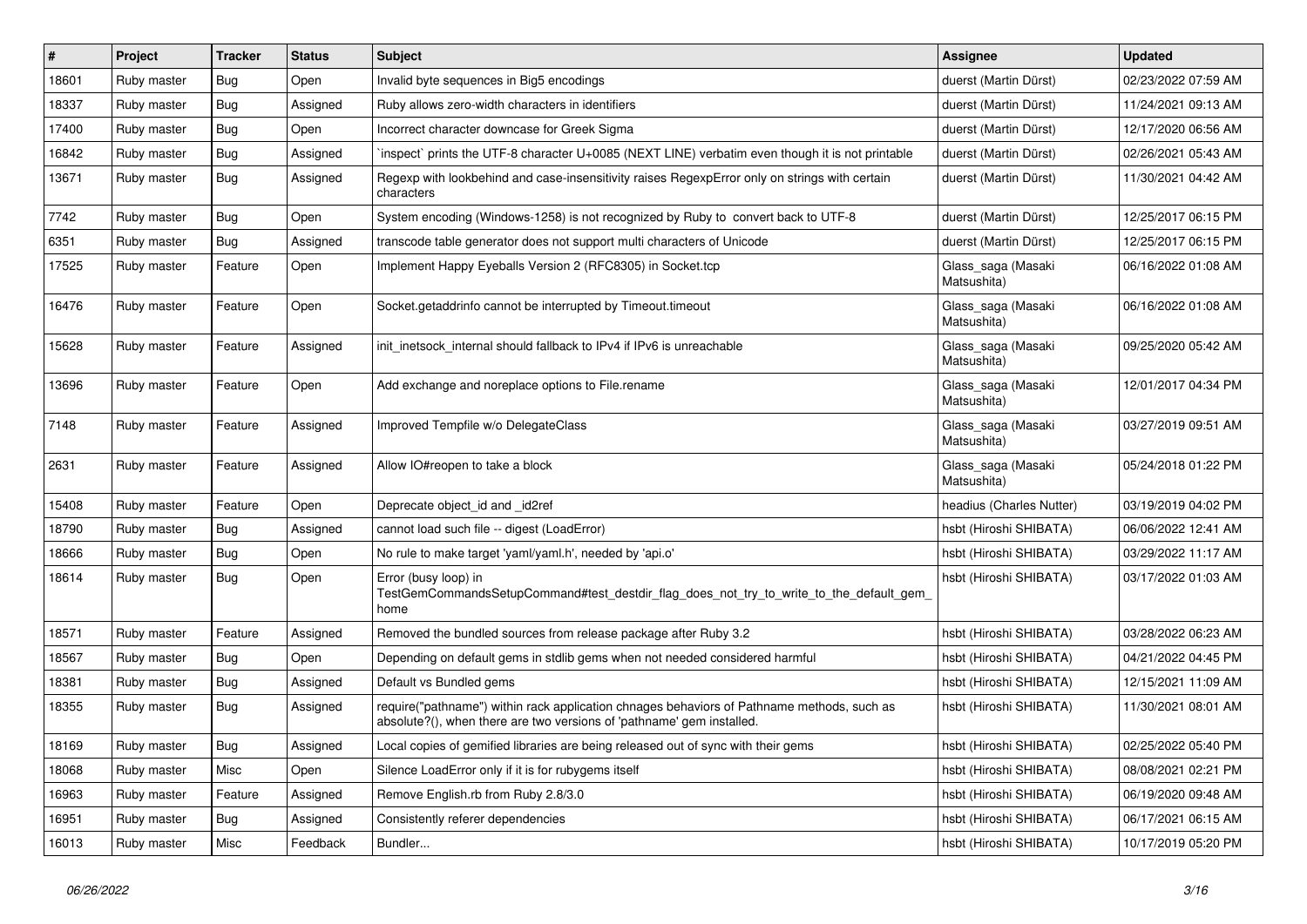| # | Project | Tracker | Status | Subject | Assignee | Updated |
|---|---|---|---|---|---|---|
| 18601 | Ruby master | Bug | Open | Invalid byte sequences in Big5 encodings | duerst (Martin Dürst) | 02/23/2022 07:59 AM |
| 18337 | Ruby master | Bug | Assigned | Ruby allows zero-width characters in identifiers | duerst (Martin Dürst) | 11/24/2021 09:13 AM |
| 17400 | Ruby master | Bug | Open | Incorrect character downcase for Greek Sigma | duerst (Martin Dürst) | 12/17/2020 06:56 AM |
| 16842 | Ruby master | Bug | Assigned | `inspect` prints the UTF-8 character U+0085 (NEXT LINE) verbatim even though it is not printable | duerst (Martin Dürst) | 02/26/2021 05:43 AM |
| 13671 | Ruby master | Bug | Assigned | Regexp with lookbehind and case-insensitivity raises RegexpError only on strings with certain characters | duerst (Martin Dürst) | 11/30/2021 04:42 AM |
| 7742 | Ruby master | Bug | Open | System encoding (Windows-1258) is not recognized by Ruby to convert back to UTF-8 | duerst (Martin Dürst) | 12/25/2017 06:15 PM |
| 6351 | Ruby master | Bug | Assigned | transcode table generator does not support multi characters of Unicode | duerst (Martin Dürst) | 12/25/2017 06:15 PM |
| 17525 | Ruby master | Feature | Open | Implement Happy Eyeballs Version 2 (RFC8305) in Socket.tcp | Glass_saga (Masaki Matsushita) | 06/16/2022 01:08 AM |
| 16476 | Ruby master | Feature | Open | Socket.getaddrinfo cannot be interrupted by Timeout.timeout | Glass_saga (Masaki Matsushita) | 06/16/2022 01:08 AM |
| 15628 | Ruby master | Feature | Assigned | init_inetsock_internal should fallback to IPv4 if IPv6 is unreachable | Glass_saga (Masaki Matsushita) | 09/25/2020 05:42 AM |
| 13696 | Ruby master | Feature | Open | Add exchange and noreplace options to File.rename | Glass_saga (Masaki Matsushita) | 12/01/2017 04:34 PM |
| 7148 | Ruby master | Feature | Assigned | Improved Tempfile w/o DelegateClass | Glass_saga (Masaki Matsushita) | 03/27/2019 09:51 AM |
| 2631 | Ruby master | Feature | Assigned | Allow IO#reopen to take a block | Glass_saga (Masaki Matsushita) | 05/24/2018 01:22 PM |
| 15408 | Ruby master | Feature | Open | Deprecate object_id and _id2ref | headius (Charles Nutter) | 03/19/2019 04:02 PM |
| 18790 | Ruby master | Bug | Assigned | cannot load such file -- digest (LoadError) | hsbt (Hiroshi SHIBATA) | 06/06/2022 12:41 AM |
| 18666 | Ruby master | Bug | Open | No rule to make target 'yaml/yaml.h', needed by 'api.o' | hsbt (Hiroshi SHIBATA) | 03/29/2022 11:17 AM |
| 18614 | Ruby master | Bug | Open | Error (busy loop) in TestGemCommandsSetupCommand#test_destdir_flag_does_not_try_to_write_to_the_default_gem_home | hsbt (Hiroshi SHIBATA) | 03/17/2022 01:03 AM |
| 18571 | Ruby master | Feature | Assigned | Removed the bundled sources from release package after Ruby 3.2 | hsbt (Hiroshi SHIBATA) | 03/28/2022 06:23 AM |
| 18567 | Ruby master | Bug | Open | Depending on default gems in stdlib gems when not needed considered harmful | hsbt (Hiroshi SHIBATA) | 04/21/2022 04:45 PM |
| 18381 | Ruby master | Bug | Assigned | Default vs Bundled gems | hsbt (Hiroshi SHIBATA) | 12/15/2021 11:09 AM |
| 18355 | Ruby master | Bug | Assigned | require("pathname") within rack application chnages behaviors of Pathname methods, such as absolute?(), when there are two versions of 'pathname' gem installed. | hsbt (Hiroshi SHIBATA) | 11/30/2021 08:01 AM |
| 18169 | Ruby master | Bug | Assigned | Local copies of gemified libraries are being released out of sync with their gems | hsbt (Hiroshi SHIBATA) | 02/25/2022 05:40 PM |
| 18068 | Ruby master | Misc | Open | Silence LoadError only if it is for rubygems itself | hsbt (Hiroshi SHIBATA) | 08/08/2021 02:21 PM |
| 16963 | Ruby master | Feature | Assigned | Remove English.rb from Ruby 2.8/3.0 | hsbt (Hiroshi SHIBATA) | 06/19/2020 09:48 AM |
| 16951 | Ruby master | Bug | Assigned | Consistently referer dependencies | hsbt (Hiroshi SHIBATA) | 06/17/2021 06:15 AM |
| 16013 | Ruby master | Misc | Feedback | Bundler... | hsbt (Hiroshi SHIBATA) | 10/17/2019 05:20 PM |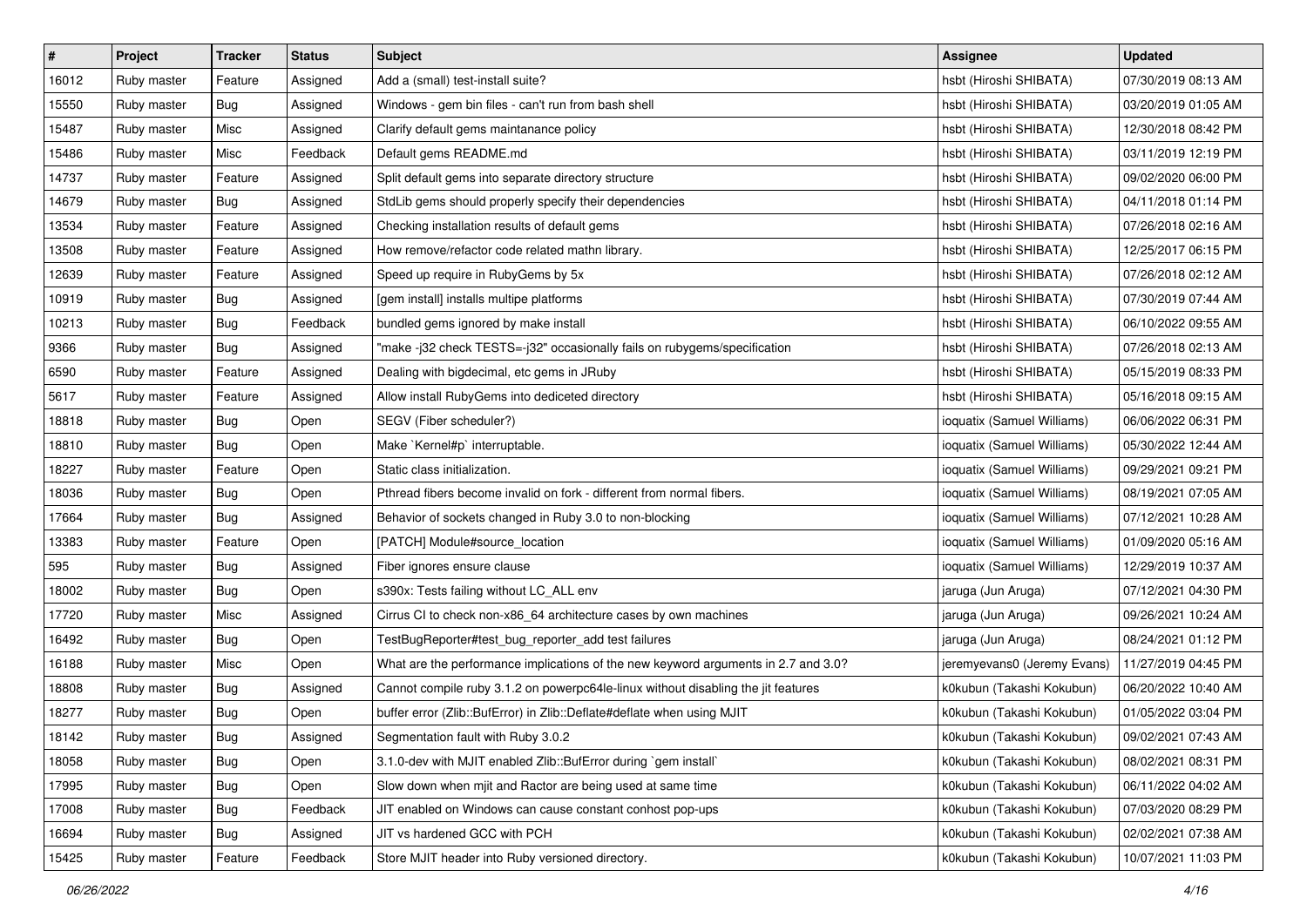| # | Project | Tracker | Status | Subject | Assignee | Updated |
|---|---|---|---|---|---|---|
| 16012 | Ruby master | Feature | Assigned | Add a (small) test-install suite? | hsbt (Hiroshi SHIBATA) | 07/30/2019 08:13 AM |
| 15550 | Ruby master | Bug | Assigned | Windows - gem bin files - can't run from bash shell | hsbt (Hiroshi SHIBATA) | 03/20/2019 01:05 AM |
| 15487 | Ruby master | Misc | Assigned | Clarify default gems maintanance policy | hsbt (Hiroshi SHIBATA) | 12/30/2018 08:42 PM |
| 15486 | Ruby master | Misc | Feedback | Default gems README.md | hsbt (Hiroshi SHIBATA) | 03/11/2019 12:19 PM |
| 14737 | Ruby master | Feature | Assigned | Split default gems into separate directory structure | hsbt (Hiroshi SHIBATA) | 09/02/2020 06:00 PM |
| 14679 | Ruby master | Bug | Assigned | StdLib gems should properly specify their dependencies | hsbt (Hiroshi SHIBATA) | 04/11/2018 01:14 PM |
| 13534 | Ruby master | Feature | Assigned | Checking installation results of default gems | hsbt (Hiroshi SHIBATA) | 07/26/2018 02:16 AM |
| 13508 | Ruby master | Feature | Assigned | How remove/refactor code related mathn library. | hsbt (Hiroshi SHIBATA) | 12/25/2017 06:15 PM |
| 12639 | Ruby master | Feature | Assigned | Speed up require in RubyGems by 5x | hsbt (Hiroshi SHIBATA) | 07/26/2018 02:12 AM |
| 10919 | Ruby master | Bug | Assigned | [gem install] installs multipe platforms | hsbt (Hiroshi SHIBATA) | 07/30/2019 07:44 AM |
| 10213 | Ruby master | Bug | Feedback | bundled gems ignored by make install | hsbt (Hiroshi SHIBATA) | 06/10/2022 09:55 AM |
| 9366 | Ruby master | Bug | Assigned | "make -j32 check TESTS=-j32" occasionally fails on rubygems/specification | hsbt (Hiroshi SHIBATA) | 07/26/2018 02:13 AM |
| 6590 | Ruby master | Feature | Assigned | Dealing with bigdecimal, etc gems in JRuby | hsbt (Hiroshi SHIBATA) | 05/15/2019 08:33 PM |
| 5617 | Ruby master | Feature | Assigned | Allow install RubyGems into dediceted directory | hsbt (Hiroshi SHIBATA) | 05/16/2018 09:15 AM |
| 18818 | Ruby master | Bug | Open | SEGV (Fiber scheduler?) | ioquatix (Samuel Williams) | 06/06/2022 06:31 PM |
| 18810 | Ruby master | Bug | Open | Make `Kernel#p` interruptable. | ioquatix (Samuel Williams) | 05/30/2022 12:44 AM |
| 18227 | Ruby master | Feature | Open | Static class initialization. | ioquatix (Samuel Williams) | 09/29/2021 09:21 PM |
| 18036 | Ruby master | Bug | Open | Pthread fibers become invalid on fork - different from normal fibers. | ioquatix (Samuel Williams) | 08/19/2021 07:05 AM |
| 17664 | Ruby master | Bug | Assigned | Behavior of sockets changed in Ruby 3.0 to non-blocking | ioquatix (Samuel Williams) | 07/12/2021 10:28 AM |
| 13383 | Ruby master | Feature | Open | [PATCH] Module#source_location | ioquatix (Samuel Williams) | 01/09/2020 05:16 AM |
| 595 | Ruby master | Bug | Assigned | Fiber ignores ensure clause | ioquatix (Samuel Williams) | 12/29/2019 10:37 AM |
| 18002 | Ruby master | Bug | Open | s390x: Tests failing without LC_ALL env | jaruga (Jun Aruga) | 07/12/2021 04:30 PM |
| 17720 | Ruby master | Misc | Assigned | Cirrus CI to check non-x86_64 architecture cases by own machines | jaruga (Jun Aruga) | 09/26/2021 10:24 AM |
| 16492 | Ruby master | Bug | Open | TestBugReporter#test_bug_reporter_add test failures | jaruga (Jun Aruga) | 08/24/2021 01:12 PM |
| 16188 | Ruby master | Misc | Open | What are the performance implications of the new keyword arguments in 2.7 and 3.0? | jeremyevans0 (Jeremy Evans) | 11/27/2019 04:45 PM |
| 18808 | Ruby master | Bug | Assigned | Cannot compile ruby 3.1.2 on powerpc64le-linux without disabling the jit features | k0kubun (Takashi Kokubun) | 06/20/2022 10:40 AM |
| 18277 | Ruby master | Bug | Open | buffer error (Zlib::BufError) in Zlib::Deflate#deflate when using MJIT | k0kubun (Takashi Kokubun) | 01/05/2022 03:04 PM |
| 18142 | Ruby master | Bug | Assigned | Segmentation fault with Ruby 3.0.2 | k0kubun (Takashi Kokubun) | 09/02/2021 07:43 AM |
| 18058 | Ruby master | Bug | Open | 3.1.0-dev with MJIT enabled Zlib::BufError during `gem install` | k0kubun (Takashi Kokubun) | 08/02/2021 08:31 PM |
| 17995 | Ruby master | Bug | Open | Slow down when mjit and Ractor are being used at same time | k0kubun (Takashi Kokubun) | 06/11/2022 04:02 AM |
| 17008 | Ruby master | Bug | Feedback | JIT enabled on Windows can cause constant conhost pop-ups | k0kubun (Takashi Kokubun) | 07/03/2020 08:29 PM |
| 16694 | Ruby master | Bug | Assigned | JIT vs hardened GCC with PCH | k0kubun (Takashi Kokubun) | 02/02/2021 07:38 AM |
| 15425 | Ruby master | Feature | Feedback | Store MJIT header into Ruby versioned directory. | k0kubun (Takashi Kokubun) | 10/07/2021 11:03 PM |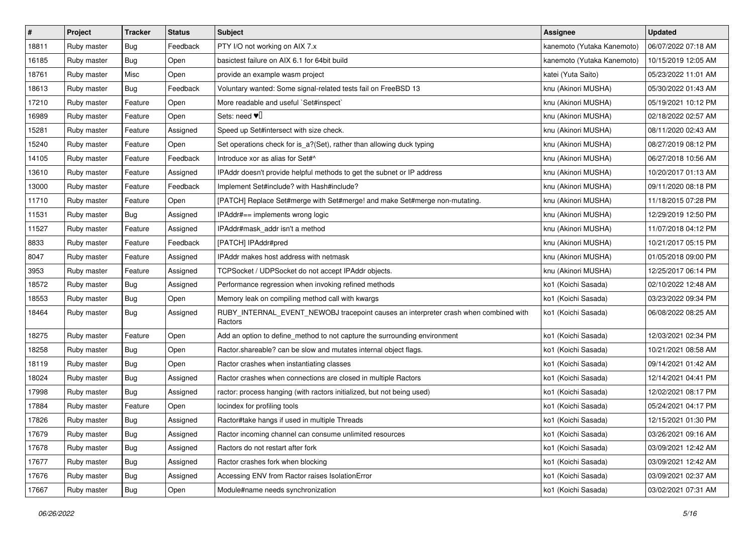| # | Project | Tracker | Status | Subject | Assignee | Updated |
|---|---|---|---|---|---|---|
| 18811 | Ruby master | Bug | Feedback | PTY I/O not working on AIX 7.x | kanemoto (Yutaka Kanemoto) | 06/07/2022 07:18 AM |
| 16185 | Ruby master | Bug | Open | basictest failure on AIX 6.1 for 64bit build | kanemoto (Yutaka Kanemoto) | 10/15/2019 12:05 AM |
| 18761 | Ruby master | Misc | Open | provide an example wasm project | katei (Yuta Saito) | 05/23/2022 11:01 AM |
| 18613 | Ruby master | Bug | Feedback | Voluntary wanted: Some signal-related tests fail on FreeBSD 13 | knu (Akinori MUSHA) | 05/30/2022 01:43 AM |
| 17210 | Ruby master | Feature | Open | More readable and useful `Set#inspect` | knu (Akinori MUSHA) | 05/19/2021 10:12 PM |
| 16989 | Ruby master | Feature | Open | Sets: need ♥️ | knu (Akinori MUSHA) | 02/18/2022 02:57 AM |
| 15281 | Ruby master | Feature | Assigned | Speed up Set#intersect with size check. | knu (Akinori MUSHA) | 08/11/2020 02:43 AM |
| 15240 | Ruby master | Feature | Open | Set operations check for is_a?(Set), rather than allowing duck typing | knu (Akinori MUSHA) | 08/27/2019 08:12 PM |
| 14105 | Ruby master | Feature | Feedback | Introduce xor as alias for Set#^ | knu (Akinori MUSHA) | 06/27/2018 10:56 AM |
| 13610 | Ruby master | Feature | Assigned | IPAddr doesn't provide helpful methods to get the subnet or IP address | knu (Akinori MUSHA) | 10/20/2017 01:13 AM |
| 13000 | Ruby master | Feature | Feedback | Implement Set#include? with Hash#include? | knu (Akinori MUSHA) | 09/11/2020 08:18 PM |
| 11710 | Ruby master | Feature | Open | [PATCH] Replace Set#merge with Set#merge! and make Set#merge non-mutating. | knu (Akinori MUSHA) | 11/18/2015 07:28 PM |
| 11531 | Ruby master | Bug | Assigned | IPAddr#== implements wrong logic | knu (Akinori MUSHA) | 12/29/2019 12:50 PM |
| 11527 | Ruby master | Feature | Assigned | IPAddr#mask_addr isn't a method | knu (Akinori MUSHA) | 11/07/2018 04:12 PM |
| 8833 | Ruby master | Feature | Feedback | [PATCH] IPAddr#pred | knu (Akinori MUSHA) | 10/21/2017 05:15 PM |
| 8047 | Ruby master | Feature | Assigned | IPAddr makes host address with netmask | knu (Akinori MUSHA) | 01/05/2018 09:00 PM |
| 3953 | Ruby master | Feature | Assigned | TCPSocket / UDPSocket do not accept IPAddr objects. | knu (Akinori MUSHA) | 12/25/2017 06:14 PM |
| 18572 | Ruby master | Bug | Assigned | Performance regression when invoking refined methods | ko1 (Koichi Sasada) | 02/10/2022 12:48 AM |
| 18553 | Ruby master | Bug | Open | Memory leak on compiling method call with kwargs | ko1 (Koichi Sasada) | 03/23/2022 09:34 PM |
| 18464 | Ruby master | Bug | Assigned | RUBY_INTERNAL_EVENT_NEWOBJ tracepoint causes an interpreter crash when combined with Ractors | ko1 (Koichi Sasada) | 06/08/2022 08:25 AM |
| 18275 | Ruby master | Feature | Open | Add an option to define_method to not capture the surrounding environment | ko1 (Koichi Sasada) | 12/03/2021 02:34 PM |
| 18258 | Ruby master | Bug | Open | Ractor.shareable? can be slow and mutates internal object flags. | ko1 (Koichi Sasada) | 10/21/2021 08:58 AM |
| 18119 | Ruby master | Bug | Open | Ractor crashes when instantiating classes | ko1 (Koichi Sasada) | 09/14/2021 01:42 AM |
| 18024 | Ruby master | Bug | Assigned | Ractor crashes when connections are closed in multiple Ractors | ko1 (Koichi Sasada) | 12/14/2021 04:41 PM |
| 17998 | Ruby master | Bug | Assigned | ractor: process hanging (with ractors initialized, but not being used) | ko1 (Koichi Sasada) | 12/02/2021 08:17 PM |
| 17884 | Ruby master | Feature | Open | locindex for profiling tools | ko1 (Koichi Sasada) | 05/24/2021 04:17 PM |
| 17826 | Ruby master | Bug | Assigned | Ractor#take hangs if used in multiple Threads | ko1 (Koichi Sasada) | 12/15/2021 01:30 PM |
| 17679 | Ruby master | Bug | Assigned | Ractor incoming channel can consume unlimited resources | ko1 (Koichi Sasada) | 03/26/2021 09:16 AM |
| 17678 | Ruby master | Bug | Assigned | Ractors do not restart after fork | ko1 (Koichi Sasada) | 03/09/2021 12:42 AM |
| 17677 | Ruby master | Bug | Assigned | Ractor crashes fork when blocking | ko1 (Koichi Sasada) | 03/09/2021 12:42 AM |
| 17676 | Ruby master | Bug | Assigned | Accessing ENV from Ractor raises IsolationError | ko1 (Koichi Sasada) | 03/09/2021 02:37 AM |
| 17667 | Ruby master | Bug | Open | Module#name needs synchronization | ko1 (Koichi Sasada) | 03/02/2021 07:31 AM |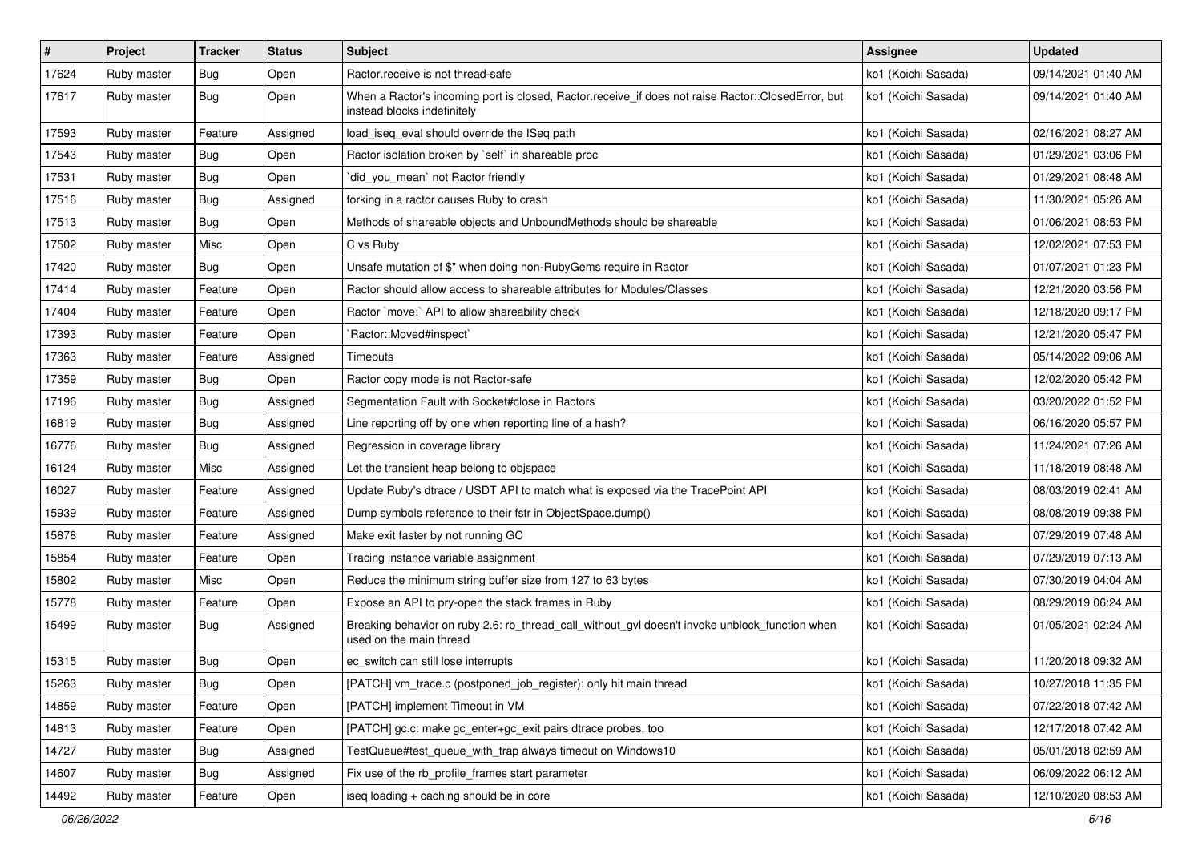| # | Project | Tracker | Status | Subject | Assignee | Updated |
|---|---|---|---|---|---|---|
| 17624 | Ruby master | Bug | Open | Ractor.receive is not thread-safe | ko1 (Koichi Sasada) | 09/14/2021 01:40 AM |
| 17617 | Ruby master | Bug | Open | When a Ractor's incoming port is closed, Ractor.receive_if does not raise Ractor::ClosedError, but instead blocks indefinitely | ko1 (Koichi Sasada) | 09/14/2021 01:40 AM |
| 17593 | Ruby master | Feature | Assigned | load_iseq_eval should override the ISeq path | ko1 (Koichi Sasada) | 02/16/2021 08:27 AM |
| 17543 | Ruby master | Bug | Open | Ractor isolation broken by `self` in shareable proc | ko1 (Koichi Sasada) | 01/29/2021 03:06 PM |
| 17531 | Ruby master | Bug | Open | `did_you_mean` not Ractor friendly | ko1 (Koichi Sasada) | 01/29/2021 08:48 AM |
| 17516 | Ruby master | Bug | Assigned | forking in a ractor causes Ruby to crash | ko1 (Koichi Sasada) | 11/30/2021 05:26 AM |
| 17513 | Ruby master | Bug | Open | Methods of shareable objects and UnboundMethods should be shareable | ko1 (Koichi Sasada) | 01/06/2021 08:53 PM |
| 17502 | Ruby master | Misc | Open | C vs Ruby | ko1 (Koichi Sasada) | 12/02/2021 07:53 PM |
| 17420 | Ruby master | Bug | Open | Unsafe mutation of $" when doing non-RubyGems require in Ractor | ko1 (Koichi Sasada) | 01/07/2021 01:23 PM |
| 17414 | Ruby master | Feature | Open | Ractor should allow access to shareable attributes for Modules/Classes | ko1 (Koichi Sasada) | 12/21/2020 03:56 PM |
| 17404 | Ruby master | Feature | Open | Ractor `move:` API to allow shareability check | ko1 (Koichi Sasada) | 12/18/2020 09:17 PM |
| 17393 | Ruby master | Feature | Open | `Ractor::Moved#inspect` | ko1 (Koichi Sasada) | 12/21/2020 05:47 PM |
| 17363 | Ruby master | Feature | Assigned | Timeouts | ko1 (Koichi Sasada) | 05/14/2022 09:06 AM |
| 17359 | Ruby master | Bug | Open | Ractor copy mode is not Ractor-safe | ko1 (Koichi Sasada) | 12/02/2020 05:42 PM |
| 17196 | Ruby master | Bug | Assigned | Segmentation Fault with Socket#close in Ractors | ko1 (Koichi Sasada) | 03/20/2022 01:52 PM |
| 16819 | Ruby master | Bug | Assigned | Line reporting off by one when reporting line of a hash? | ko1 (Koichi Sasada) | 06/16/2020 05:57 PM |
| 16776 | Ruby master | Bug | Assigned | Regression in coverage library | ko1 (Koichi Sasada) | 11/24/2021 07:26 AM |
| 16124 | Ruby master | Misc | Assigned | Let the transient heap belong to objspace | ko1 (Koichi Sasada) | 11/18/2019 08:48 AM |
| 16027 | Ruby master | Feature | Assigned | Update Ruby's dtrace / USDT API to match what is exposed via the TracePoint API | ko1 (Koichi Sasada) | 08/03/2019 02:41 AM |
| 15939 | Ruby master | Feature | Assigned | Dump symbols reference to their fstr in ObjectSpace.dump() | ko1 (Koichi Sasada) | 08/08/2019 09:38 PM |
| 15878 | Ruby master | Feature | Assigned | Make exit faster by not running GC | ko1 (Koichi Sasada) | 07/29/2019 07:48 AM |
| 15854 | Ruby master | Feature | Open | Tracing instance variable assignment | ko1 (Koichi Sasada) | 07/29/2019 07:13 AM |
| 15802 | Ruby master | Misc | Open | Reduce the minimum string buffer size from 127 to 63 bytes | ko1 (Koichi Sasada) | 07/30/2019 04:04 AM |
| 15778 | Ruby master | Feature | Open | Expose an API to pry-open the stack frames in Ruby | ko1 (Koichi Sasada) | 08/29/2019 06:24 AM |
| 15499 | Ruby master | Bug | Assigned | Breaking behavior on ruby 2.6: rb_thread_call_without_gvl doesn't invoke unblock_function when used on the main thread | ko1 (Koichi Sasada) | 01/05/2021 02:24 AM |
| 15315 | Ruby master | Bug | Open | ec_switch can still lose interrupts | ko1 (Koichi Sasada) | 11/20/2018 09:32 AM |
| 15263 | Ruby master | Bug | Open | [PATCH] vm_trace.c (postponed_job_register): only hit main thread | ko1 (Koichi Sasada) | 10/27/2018 11:35 PM |
| 14859 | Ruby master | Feature | Open | [PATCH] implement Timeout in VM | ko1 (Koichi Sasada) | 07/22/2018 07:42 AM |
| 14813 | Ruby master | Feature | Open | [PATCH] gc.c: make gc_enter+gc_exit pairs dtrace probes, too | ko1 (Koichi Sasada) | 12/17/2018 07:42 AM |
| 14727 | Ruby master | Bug | Assigned | TestQueue#test_queue_with_trap always timeout on Windows10 | ko1 (Koichi Sasada) | 05/01/2018 02:59 AM |
| 14607 | Ruby master | Bug | Assigned | Fix use of the rb_profile_frames start parameter | ko1 (Koichi Sasada) | 06/09/2022 06:12 AM |
| 14492 | Ruby master | Feature | Open | iseq loading + caching should be in core | ko1 (Koichi Sasada) | 12/10/2020 08:53 AM |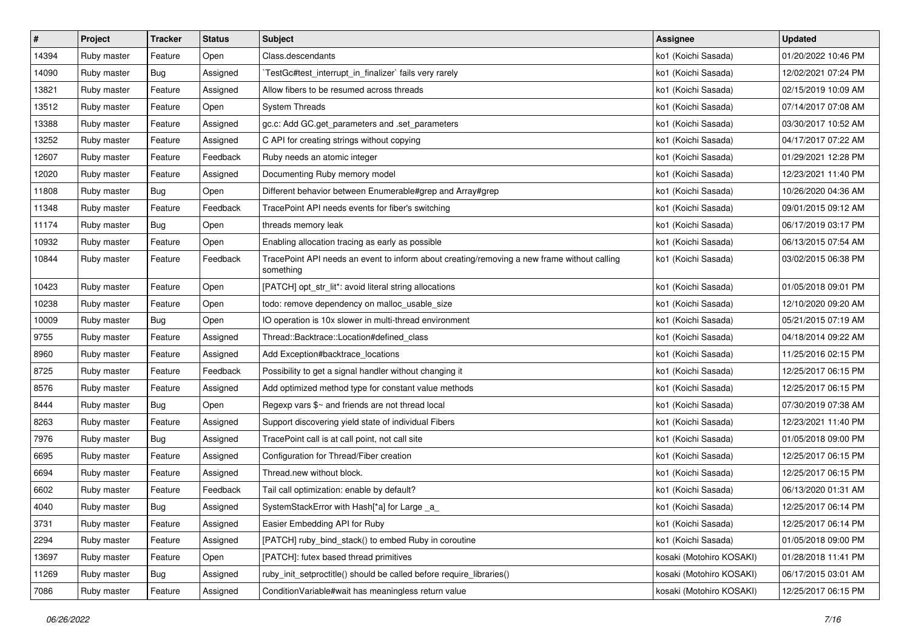| # | Project | Tracker | Status | Subject | Assignee | Updated |
|---|---|---|---|---|---|---|
| 14394 | Ruby master | Feature | Open | Class.descendants | ko1 (Koichi Sasada) | 01/20/2022 10:46 PM |
| 14090 | Ruby master | Bug | Assigned | `TestGc#test_interrupt_in_finalizer` fails very rarely | ko1 (Koichi Sasada) | 12/02/2021 07:24 PM |
| 13821 | Ruby master | Feature | Assigned | Allow fibers to be resumed across threads | ko1 (Koichi Sasada) | 02/15/2019 10:09 AM |
| 13512 | Ruby master | Feature | Open | System Threads | ko1 (Koichi Sasada) | 07/14/2017 07:08 AM |
| 13388 | Ruby master | Feature | Assigned | gc.c: Add GC.get_parameters and .set_parameters | ko1 (Koichi Sasada) | 03/30/2017 10:52 AM |
| 13252 | Ruby master | Feature | Assigned | C API for creating strings without copying | ko1 (Koichi Sasada) | 04/17/2017 07:22 AM |
| 12607 | Ruby master | Feature | Feedback | Ruby needs an atomic integer | ko1 (Koichi Sasada) | 01/29/2021 12:28 PM |
| 12020 | Ruby master | Feature | Assigned | Documenting Ruby memory model | ko1 (Koichi Sasada) | 12/23/2021 11:40 PM |
| 11808 | Ruby master | Bug | Open | Different behavior between Enumerable#grep and Array#grep | ko1 (Koichi Sasada) | 10/26/2020 04:36 AM |
| 11348 | Ruby master | Feature | Feedback | TracePoint API needs events for fiber's switching | ko1 (Koichi Sasada) | 09/01/2015 09:12 AM |
| 11174 | Ruby master | Bug | Open | threads memory leak | ko1 (Koichi Sasada) | 06/17/2019 03:17 PM |
| 10932 | Ruby master | Feature | Open | Enabling allocation tracing as early as possible | ko1 (Koichi Sasada) | 06/13/2015 07:54 AM |
| 10844 | Ruby master | Feature | Feedback | TracePoint API needs an event to inform about creating/removing a new frame without calling something | ko1 (Koichi Sasada) | 03/02/2015 06:38 PM |
| 10423 | Ruby master | Feature | Open | [PATCH] opt_str_lit*: avoid literal string allocations | ko1 (Koichi Sasada) | 01/05/2018 09:01 PM |
| 10238 | Ruby master | Feature | Open | todo: remove dependency on malloc_usable_size | ko1 (Koichi Sasada) | 12/10/2020 09:20 AM |
| 10009 | Ruby master | Bug | Open | IO operation is 10x slower in multi-thread environment | ko1 (Koichi Sasada) | 05/21/2015 07:19 AM |
| 9755 | Ruby master | Feature | Assigned | Thread::Backtrace::Location#defined_class | ko1 (Koichi Sasada) | 04/18/2014 09:22 AM |
| 8960 | Ruby master | Feature | Assigned | Add Exception#backtrace_locations | ko1 (Koichi Sasada) | 11/25/2016 02:15 PM |
| 8725 | Ruby master | Feature | Feedback | Possibility to get a signal handler without changing it | ko1 (Koichi Sasada) | 12/25/2017 06:15 PM |
| 8576 | Ruby master | Feature | Assigned | Add optimized method type for constant value methods | ko1 (Koichi Sasada) | 12/25/2017 06:15 PM |
| 8444 | Ruby master | Bug | Open | Regexp vars $~ and friends are not thread local | ko1 (Koichi Sasada) | 07/30/2019 07:38 AM |
| 8263 | Ruby master | Feature | Assigned | Support discovering yield state of individual Fibers | ko1 (Koichi Sasada) | 12/23/2021 11:40 PM |
| 7976 | Ruby master | Bug | Assigned | TracePoint call is at call point, not call site | ko1 (Koichi Sasada) | 01/05/2018 09:00 PM |
| 6695 | Ruby master | Feature | Assigned | Configuration for Thread/Fiber creation | ko1 (Koichi Sasada) | 12/25/2017 06:15 PM |
| 6694 | Ruby master | Feature | Assigned | Thread.new without block. | ko1 (Koichi Sasada) | 12/25/2017 06:15 PM |
| 6602 | Ruby master | Feature | Feedback | Tail call optimization: enable by default? | ko1 (Koichi Sasada) | 06/13/2020 01:31 AM |
| 4040 | Ruby master | Bug | Assigned | SystemStackError with Hash[*a] for Large _a_ | ko1 (Koichi Sasada) | 12/25/2017 06:14 PM |
| 3731 | Ruby master | Feature | Assigned | Easier Embedding API for Ruby | ko1 (Koichi Sasada) | 12/25/2017 06:14 PM |
| 2294 | Ruby master | Feature | Assigned | [PATCH] ruby_bind_stack() to embed Ruby in coroutine | ko1 (Koichi Sasada) | 01/05/2018 09:00 PM |
| 13697 | Ruby master | Feature | Open | [PATCH]: futex based thread primitives | kosaki (Motohiro KOSAKI) | 01/28/2018 11:41 PM |
| 11269 | Ruby master | Bug | Assigned | ruby_init_setproctitle() should be called before require_libraries() | kosaki (Motohiro KOSAKI) | 06/17/2015 03:01 AM |
| 7086 | Ruby master | Feature | Assigned | ConditionVariable#wait has meaningless return value | kosaki (Motohiro KOSAKI) | 12/25/2017 06:15 PM |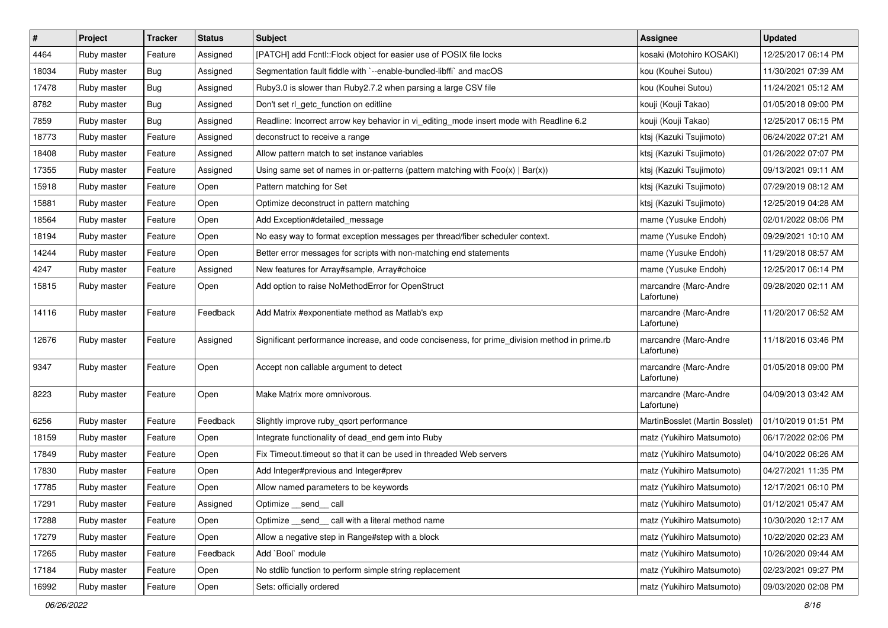| # | Project | Tracker | Status | Subject | Assignee | Updated |
|---|---|---|---|---|---|---|
| 4464 | Ruby master | Feature | Assigned | [PATCH] add Fcntl::Flock object for easier use of POSIX file locks | kosaki (Motohiro KOSAKI) | 12/25/2017 06:14 PM |
| 18034 | Ruby master | Bug | Assigned | Segmentation fault fiddle with `--enable-bundled-libffi` and macOS | kou (Kouhei Sutou) | 11/30/2021 07:39 AM |
| 17478 | Ruby master | Bug | Assigned | Ruby3.0 is slower than Ruby2.7.2 when parsing a large CSV file | kou (Kouhei Sutou) | 11/24/2021 05:12 AM |
| 8782 | Ruby master | Bug | Assigned | Don't set rl_getc_function on editline | kouji (Kouji Takao) | 01/05/2018 09:00 PM |
| 7859 | Ruby master | Bug | Assigned | Readline: Incorrect arrow key behavior in vi_editing_mode insert mode with Readline 6.2 | kouji (Kouji Takao) | 12/25/2017 06:15 PM |
| 18773 | Ruby master | Feature | Assigned | deconstruct to receive a range | ktsj (Kazuki Tsujimoto) | 06/24/2022 07:21 AM |
| 18408 | Ruby master | Feature | Assigned | Allow pattern match to set instance variables | ktsj (Kazuki Tsujimoto) | 01/26/2022 07:07 PM |
| 17355 | Ruby master | Feature | Assigned | Using same set of names in or-patterns (pattern matching with Foo(x) \| Bar(x)) | ktsj (Kazuki Tsujimoto) | 09/13/2021 09:11 AM |
| 15918 | Ruby master | Feature | Open | Pattern matching for Set | ktsj (Kazuki Tsujimoto) | 07/29/2019 08:12 AM |
| 15881 | Ruby master | Feature | Open | Optimize deconstruct in pattern matching | ktsj (Kazuki Tsujimoto) | 12/25/2019 04:28 AM |
| 18564 | Ruby master | Feature | Open | Add Exception#detailed_message | mame (Yusuke Endoh) | 02/01/2022 08:06 PM |
| 18194 | Ruby master | Feature | Open | No easy way to format exception messages per thread/fiber scheduler context. | mame (Yusuke Endoh) | 09/29/2021 10:10 AM |
| 14244 | Ruby master | Feature | Open | Better error messages for scripts with non-matching end statements | mame (Yusuke Endoh) | 11/29/2018 08:57 AM |
| 4247 | Ruby master | Feature | Assigned | New features for Array#sample, Array#choice | mame (Yusuke Endoh) | 12/25/2017 06:14 PM |
| 15815 | Ruby master | Feature | Open | Add option to raise NoMethodError for OpenStruct | marcandre (Marc-Andre Lafortune) | 09/28/2020 02:11 AM |
| 14116 | Ruby master | Feature | Feedback | Add Matrix #exponentiate method as Matlab's exp | marcandre (Marc-Andre Lafortune) | 11/20/2017 06:52 AM |
| 12676 | Ruby master | Feature | Assigned | Significant performance increase, and code conciseness, for prime_division method in prime.rb | marcandre (Marc-Andre Lafortune) | 11/18/2016 03:46 PM |
| 9347 | Ruby master | Feature | Open | Accept non callable argument to detect | marcandre (Marc-Andre Lafortune) | 01/05/2018 09:00 PM |
| 8223 | Ruby master | Feature | Open | Make Matrix more omnivorous. | marcandre (Marc-Andre Lafortune) | 04/09/2013 03:42 AM |
| 6256 | Ruby master | Feature | Feedback | Slightly improve ruby_qsort performance | MartinBosslet (Martin Bosslet) | 01/10/2019 01:51 PM |
| 18159 | Ruby master | Feature | Open | Integrate functionality of dead_end gem into Ruby | matz (Yukihiro Matsumoto) | 06/17/2022 02:06 PM |
| 17849 | Ruby master | Feature | Open | Fix Timeout.timeout so that it can be used in threaded Web servers | matz (Yukihiro Matsumoto) | 04/10/2022 06:26 AM |
| 17830 | Ruby master | Feature | Open | Add Integer#previous and Integer#prev | matz (Yukihiro Matsumoto) | 04/27/2021 11:35 PM |
| 17785 | Ruby master | Feature | Open | Allow named parameters to be keywords | matz (Yukihiro Matsumoto) | 12/17/2021 06:10 PM |
| 17291 | Ruby master | Feature | Assigned | Optimize __send__ call | matz (Yukihiro Matsumoto) | 01/12/2021 05:47 AM |
| 17288 | Ruby master | Feature | Open | Optimize __send__ call with a literal method name | matz (Yukihiro Matsumoto) | 10/30/2020 12:17 AM |
| 17279 | Ruby master | Feature | Open | Allow a negative step in Range#step with a block | matz (Yukihiro Matsumoto) | 10/22/2020 02:23 AM |
| 17265 | Ruby master | Feature | Feedback | Add `Bool` module | matz (Yukihiro Matsumoto) | 10/26/2020 09:44 AM |
| 17184 | Ruby master | Feature | Open | No stdlib function to perform simple string replacement | matz (Yukihiro Matsumoto) | 02/23/2021 09:27 PM |
| 16992 | Ruby master | Feature | Open | Sets: officially ordered | matz (Yukihiro Matsumoto) | 09/03/2020 02:08 PM |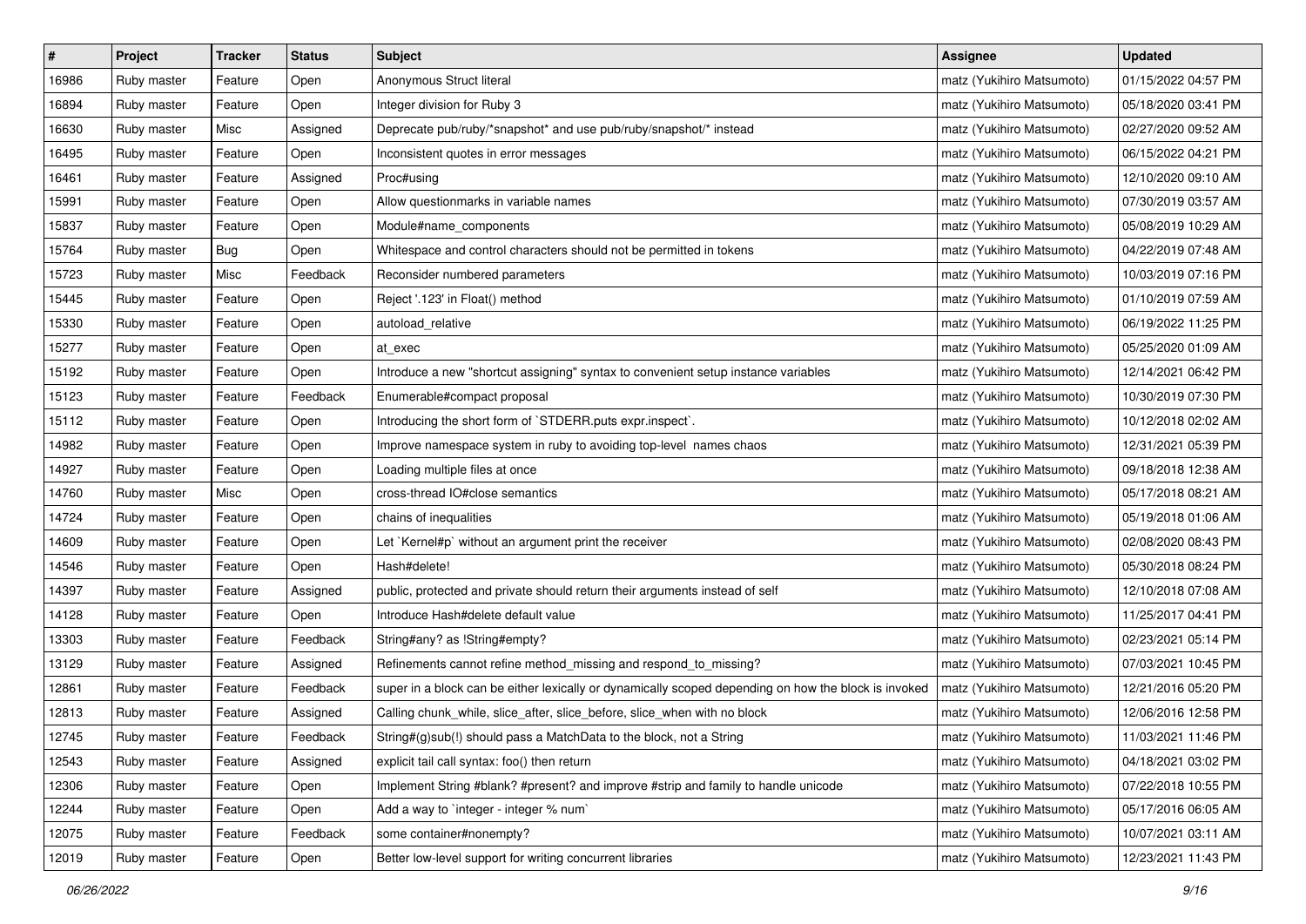| # | Project | Tracker | Status | Subject | Assignee | Updated |
|---|---|---|---|---|---|---|
| 16986 | Ruby master | Feature | Open | Anonymous Struct literal | matz (Yukihiro Matsumoto) | 01/15/2022 04:57 PM |
| 16894 | Ruby master | Feature | Open | Integer division for Ruby 3 | matz (Yukihiro Matsumoto) | 05/18/2020 03:41 PM |
| 16630 | Ruby master | Misc | Assigned | Deprecate pub/ruby/*snapshot* and use pub/ruby/snapshot/* instead | matz (Yukihiro Matsumoto) | 02/27/2020 09:52 AM |
| 16495 | Ruby master | Feature | Open | Inconsistent quotes in error messages | matz (Yukihiro Matsumoto) | 06/15/2022 04:21 PM |
| 16461 | Ruby master | Feature | Assigned | Proc#using | matz (Yukihiro Matsumoto) | 12/10/2020 09:10 AM |
| 15991 | Ruby master | Feature | Open | Allow questionmarks in variable names | matz (Yukihiro Matsumoto) | 07/30/2019 03:57 AM |
| 15837 | Ruby master | Feature | Open | Module#name_components | matz (Yukihiro Matsumoto) | 05/08/2019 10:29 AM |
| 15764 | Ruby master | Bug | Open | Whitespace and control characters should not be permitted in tokens | matz (Yukihiro Matsumoto) | 04/22/2019 07:48 AM |
| 15723 | Ruby master | Misc | Feedback | Reconsider numbered parameters | matz (Yukihiro Matsumoto) | 10/03/2019 07:16 PM |
| 15445 | Ruby master | Feature | Open | Reject '.123' in Float() method | matz (Yukihiro Matsumoto) | 01/10/2019 07:59 AM |
| 15330 | Ruby master | Feature | Open | autoload_relative | matz (Yukihiro Matsumoto) | 06/19/2022 11:25 PM |
| 15277 | Ruby master | Feature | Open | at_exec | matz (Yukihiro Matsumoto) | 05/25/2020 01:09 AM |
| 15192 | Ruby master | Feature | Open | Introduce a new "shortcut assigning" syntax to convenient setup instance variables | matz (Yukihiro Matsumoto) | 12/14/2021 06:42 PM |
| 15123 | Ruby master | Feature | Feedback | Enumerable#compact proposal | matz (Yukihiro Matsumoto) | 10/30/2019 07:30 PM |
| 15112 | Ruby master | Feature | Open | Introducing the short form of `STDERR.puts expr.inspect`. | matz (Yukihiro Matsumoto) | 10/12/2018 02:02 AM |
| 14982 | Ruby master | Feature | Open | Improve namespace system in ruby to avoiding top-level names chaos | matz (Yukihiro Matsumoto) | 12/31/2021 05:39 PM |
| 14927 | Ruby master | Feature | Open | Loading multiple files at once | matz (Yukihiro Matsumoto) | 09/18/2018 12:38 AM |
| 14760 | Ruby master | Misc | Open | cross-thread IO#close semantics | matz (Yukihiro Matsumoto) | 05/17/2018 08:21 AM |
| 14724 | Ruby master | Feature | Open | chains of inequalities | matz (Yukihiro Matsumoto) | 05/19/2018 01:06 AM |
| 14609 | Ruby master | Feature | Open | Let `Kernel#p` without an argument print the receiver | matz (Yukihiro Matsumoto) | 02/08/2020 08:43 PM |
| 14546 | Ruby master | Feature | Open | Hash#delete! | matz (Yukihiro Matsumoto) | 05/30/2018 08:24 PM |
| 14397 | Ruby master | Feature | Assigned | public, protected and private should return their arguments instead of self | matz (Yukihiro Matsumoto) | 12/10/2018 07:08 AM |
| 14128 | Ruby master | Feature | Open | Introduce Hash#delete default value | matz (Yukihiro Matsumoto) | 11/25/2017 04:41 PM |
| 13303 | Ruby master | Feature | Feedback | String#any? as !String#empty? | matz (Yukihiro Matsumoto) | 02/23/2021 05:14 PM |
| 13129 | Ruby master | Feature | Assigned | Refinements cannot refine method_missing and respond_to_missing? | matz (Yukihiro Matsumoto) | 07/03/2021 10:45 PM |
| 12861 | Ruby master | Feature | Feedback | super in a block can be either lexically or dynamically scoped depending on how the block is invoked | matz (Yukihiro Matsumoto) | 12/21/2016 05:20 PM |
| 12813 | Ruby master | Feature | Assigned | Calling chunk_while, slice_after, slice_before, slice_when with no block | matz (Yukihiro Matsumoto) | 12/06/2016 12:58 PM |
| 12745 | Ruby master | Feature | Feedback | String#(g)sub(!) should pass a MatchData to the block, not a String | matz (Yukihiro Matsumoto) | 11/03/2021 11:46 PM |
| 12543 | Ruby master | Feature | Assigned | explicit tail call syntax: foo() then return | matz (Yukihiro Matsumoto) | 04/18/2021 03:02 PM |
| 12306 | Ruby master | Feature | Open | Implement String #blank? #present? and improve #strip and family to handle unicode | matz (Yukihiro Matsumoto) | 07/22/2018 10:55 PM |
| 12244 | Ruby master | Feature | Open | Add a way to `integer - integer % num` | matz (Yukihiro Matsumoto) | 05/17/2016 06:05 AM |
| 12075 | Ruby master | Feature | Feedback | some container#nonempty? | matz (Yukihiro Matsumoto) | 10/07/2021 03:11 AM |
| 12019 | Ruby master | Feature | Open | Better low-level support for writing concurrent libraries | matz (Yukihiro Matsumoto) | 12/23/2021 11:43 PM |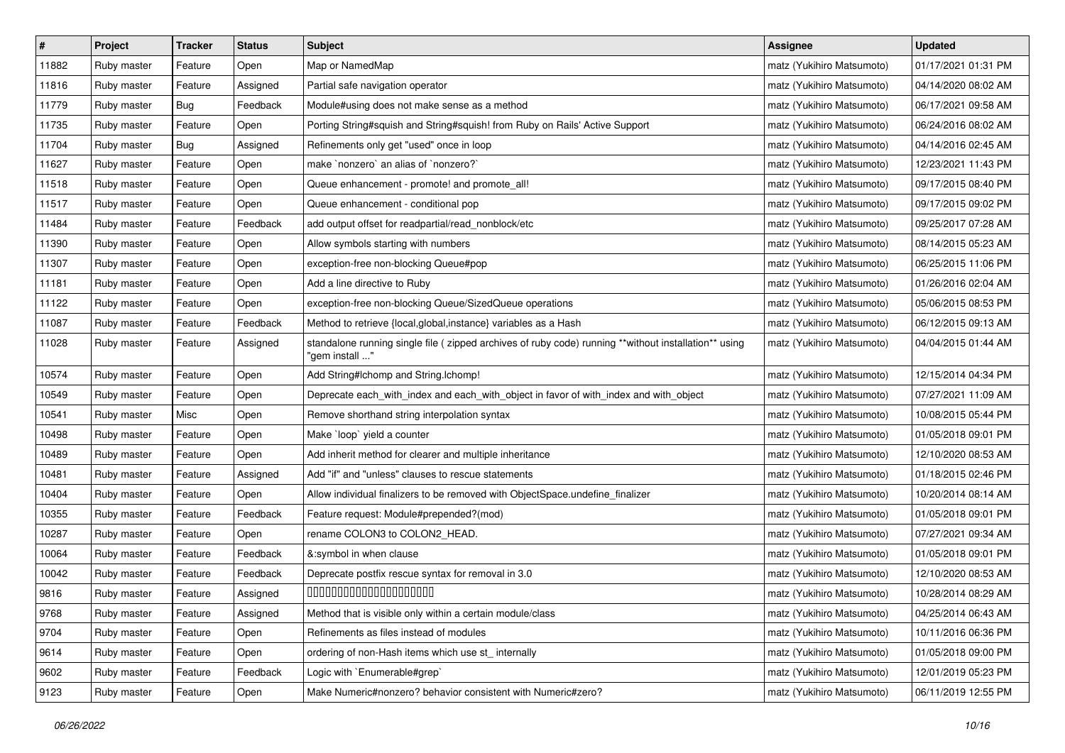| # | Project | Tracker | Status | Subject | Assignee | Updated |
|---|---|---|---|---|---|---|
| 11882 | Ruby master | Feature | Open | Map or NamedMap | matz (Yukihiro Matsumoto) | 01/17/2021 01:31 PM |
| 11816 | Ruby master | Feature | Assigned | Partial safe navigation operator | matz (Yukihiro Matsumoto) | 04/14/2020 08:02 AM |
| 11779 | Ruby master | Bug | Feedback | Module#using does not make sense as a method | matz (Yukihiro Matsumoto) | 06/17/2021 09:58 AM |
| 11735 | Ruby master | Feature | Open | Porting String#squish and String#squish! from Ruby on Rails' Active Support | matz (Yukihiro Matsumoto) | 06/24/2016 08:02 AM |
| 11704 | Ruby master | Bug | Assigned | Refinements only get "used" once in loop | matz (Yukihiro Matsumoto) | 04/14/2016 02:45 AM |
| 11627 | Ruby master | Feature | Open | make `nonzero` an alias of `nonzero?` | matz (Yukihiro Matsumoto) | 12/23/2021 11:43 PM |
| 11518 | Ruby master | Feature | Open | Queue enhancement - promote! and promote_all! | matz (Yukihiro Matsumoto) | 09/17/2015 08:40 PM |
| 11517 | Ruby master | Feature | Open | Queue enhancement - conditional pop | matz (Yukihiro Matsumoto) | 09/17/2015 09:02 PM |
| 11484 | Ruby master | Feature | Feedback | add output offset for readpartial/read_nonblock/etc | matz (Yukihiro Matsumoto) | 09/25/2017 07:28 AM |
| 11390 | Ruby master | Feature | Open | Allow symbols starting with numbers | matz (Yukihiro Matsumoto) | 08/14/2015 05:23 AM |
| 11307 | Ruby master | Feature | Open | exception-free non-blocking Queue#pop | matz (Yukihiro Matsumoto) | 06/25/2015 11:06 PM |
| 11181 | Ruby master | Feature | Open | Add a line directive to Ruby | matz (Yukihiro Matsumoto) | 01/26/2016 02:04 AM |
| 11122 | Ruby master | Feature | Open | exception-free non-blocking Queue/SizedQueue operations | matz (Yukihiro Matsumoto) | 05/06/2015 08:53 PM |
| 11087 | Ruby master | Feature | Feedback | Method to retrieve {local,global,instance} variables as a Hash | matz (Yukihiro Matsumoto) | 06/12/2015 09:13 AM |
| 11028 | Ruby master | Feature | Assigned | standalone running single file ( zipped archives of ruby code) running **without installation** using "gem install ..." | matz (Yukihiro Matsumoto) | 04/04/2015 01:44 AM |
| 10574 | Ruby master | Feature | Open | Add String#lchomp and String.lchomp! | matz (Yukihiro Matsumoto) | 12/15/2014 04:34 PM |
| 10549 | Ruby master | Feature | Open | Deprecate each_with_index and each_with_object in favor of with_index and with_object | matz (Yukihiro Matsumoto) | 07/27/2021 11:09 AM |
| 10541 | Ruby master | Misc | Open | Remove shorthand string interpolation syntax | matz (Yukihiro Matsumoto) | 10/08/2015 05:44 PM |
| 10498 | Ruby master | Feature | Open | Make `loop` yield a counter | matz (Yukihiro Matsumoto) | 01/05/2018 09:01 PM |
| 10489 | Ruby master | Feature | Open | Add inherit method for clearer and multiple inheritance | matz (Yukihiro Matsumoto) | 12/10/2020 08:53 AM |
| 10481 | Ruby master | Feature | Assigned | Add "if" and "unless" clauses to rescue statements | matz (Yukihiro Matsumoto) | 01/18/2015 02:46 PM |
| 10404 | Ruby master | Feature | Open | Allow individual finalizers to be removed with ObjectSpace.undefine_finalizer | matz (Yukihiro Matsumoto) | 10/20/2014 08:14 AM |
| 10355 | Ruby master | Feature | Feedback | Feature request: Module#prepended?(mod) | matz (Yukihiro Matsumoto) | 01/05/2018 09:01 PM |
| 10287 | Ruby master | Feature | Open | rename COLON3 to COLON2_HEAD. | matz (Yukihiro Matsumoto) | 07/27/2021 09:34 AM |
| 10064 | Ruby master | Feature | Feedback | &:symbol in when clause | matz (Yukihiro Matsumoto) | 01/05/2018 09:01 PM |
| 10042 | Ruby master | Feature | Feedback | Deprecate postfix rescue syntax for removal in 3.0 | matz (Yukihiro Matsumoto) | 12/10/2020 08:53 AM |
| 9816 | Ruby master | Feature | Assigned | 00000000000000000000000 | matz (Yukihiro Matsumoto) | 10/28/2014 08:29 AM |
| 9768 | Ruby master | Feature | Assigned | Method that is visible only within a certain module/class | matz (Yukihiro Matsumoto) | 04/25/2014 06:43 AM |
| 9704 | Ruby master | Feature | Open | Refinements as files instead of modules | matz (Yukihiro Matsumoto) | 10/11/2016 06:36 PM |
| 9614 | Ruby master | Feature | Open | ordering of non-Hash items which use st_ internally | matz (Yukihiro Matsumoto) | 01/05/2018 09:00 PM |
| 9602 | Ruby master | Feature | Feedback | Logic with `Enumerable#grep` | matz (Yukihiro Matsumoto) | 12/01/2019 05:23 PM |
| 9123 | Ruby master | Feature | Open | Make Numeric#nonzero? behavior consistent with Numeric#zero? | matz (Yukihiro Matsumoto) | 06/11/2019 12:55 PM |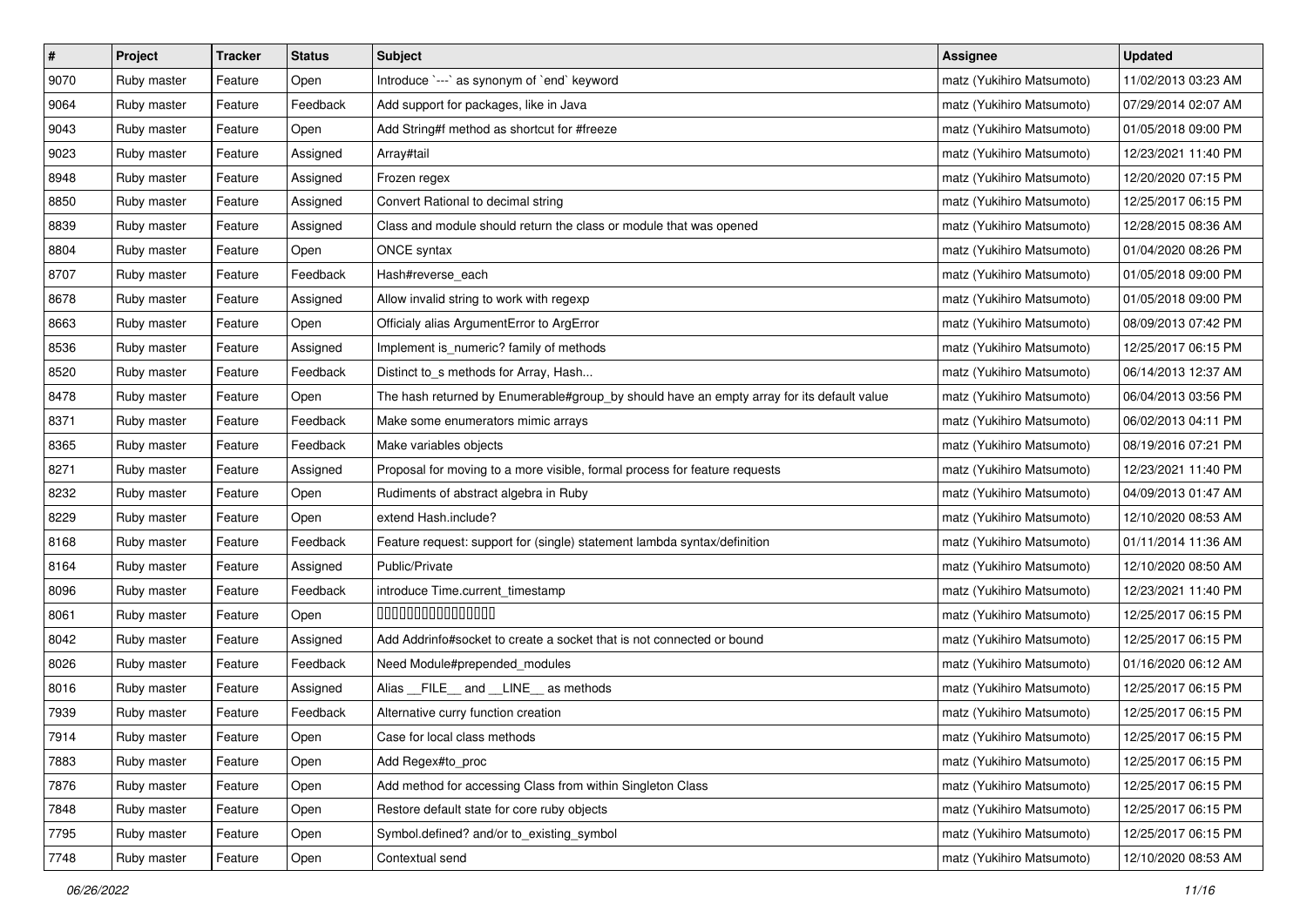| # | Project | Tracker | Status | Subject | Assignee | Updated |
|---|---|---|---|---|---|---|
| 9070 | Ruby master | Feature | Open | Introduce `---` as synonym of `end` keyword | matz (Yukihiro Matsumoto) | 11/02/2013 03:23 AM |
| 9064 | Ruby master | Feature | Feedback | Add support for packages, like in Java | matz (Yukihiro Matsumoto) | 07/29/2014 02:07 AM |
| 9043 | Ruby master | Feature | Open | Add String#f method as shortcut for #freeze | matz (Yukihiro Matsumoto) | 01/05/2018 09:00 PM |
| 9023 | Ruby master | Feature | Assigned | Array#tail | matz (Yukihiro Matsumoto) | 12/23/2021 11:40 PM |
| 8948 | Ruby master | Feature | Assigned | Frozen regex | matz (Yukihiro Matsumoto) | 12/20/2020 07:15 PM |
| 8850 | Ruby master | Feature | Assigned | Convert Rational to decimal string | matz (Yukihiro Matsumoto) | 12/25/2017 06:15 PM |
| 8839 | Ruby master | Feature | Assigned | Class and module should return the class or module that was opened | matz (Yukihiro Matsumoto) | 12/28/2015 08:36 AM |
| 8804 | Ruby master | Feature | Open | ONCE syntax | matz (Yukihiro Matsumoto) | 01/04/2020 08:26 PM |
| 8707 | Ruby master | Feature | Feedback | Hash#reverse_each | matz (Yukihiro Matsumoto) | 01/05/2018 09:00 PM |
| 8678 | Ruby master | Feature | Assigned | Allow invalid string to work with regexp | matz (Yukihiro Matsumoto) | 01/05/2018 09:00 PM |
| 8663 | Ruby master | Feature | Open | Officialy alias ArgumentError to ArgError | matz (Yukihiro Matsumoto) | 08/09/2013 07:42 PM |
| 8536 | Ruby master | Feature | Assigned | Implement is_numeric? family of methods | matz (Yukihiro Matsumoto) | 12/25/2017 06:15 PM |
| 8520 | Ruby master | Feature | Feedback | Distinct to_s methods for Array, Hash... | matz (Yukihiro Matsumoto) | 06/14/2013 12:37 AM |
| 8478 | Ruby master | Feature | Open | The hash returned by Enumerable#group_by should have an empty array for its default value | matz (Yukihiro Matsumoto) | 06/04/2013 03:56 PM |
| 8371 | Ruby master | Feature | Feedback | Make some enumerators mimic arrays | matz (Yukihiro Matsumoto) | 06/02/2013 04:11 PM |
| 8365 | Ruby master | Feature | Feedback | Make variables objects | matz (Yukihiro Matsumoto) | 08/19/2016 07:21 PM |
| 8271 | Ruby master | Feature | Assigned | Proposal for moving to a more visible, formal process for feature requests | matz (Yukihiro Matsumoto) | 12/23/2021 11:40 PM |
| 8232 | Ruby master | Feature | Open | Rudiments of abstract algebra in Ruby | matz (Yukihiro Matsumoto) | 04/09/2013 01:47 AM |
| 8229 | Ruby master | Feature | Open | extend Hash.include? | matz (Yukihiro Matsumoto) | 12/10/2020 08:53 AM |
| 8168 | Ruby master | Feature | Feedback | Feature request: support for (single) statement lambda syntax/definition | matz (Yukihiro Matsumoto) | 01/11/2014 11:36 AM |
| 8164 | Ruby master | Feature | Assigned | Public/Private | matz (Yukihiro Matsumoto) | 12/10/2020 08:50 AM |
| 8096 | Ruby master | Feature | Feedback | introduce Time.current_timestamp | matz (Yukihiro Matsumoto) | 12/23/2021 11:40 PM |
| 8061 | Ruby master | Feature | Open | 0000000000000000 | matz (Yukihiro Matsumoto) | 12/25/2017 06:15 PM |
| 8042 | Ruby master | Feature | Assigned | Add Addrinfo#socket to create a socket that is not connected or bound | matz (Yukihiro Matsumoto) | 12/25/2017 06:15 PM |
| 8026 | Ruby master | Feature | Feedback | Need Module#prepended_modules | matz (Yukihiro Matsumoto) | 01/16/2020 06:12 AM |
| 8016 | Ruby master | Feature | Assigned | Alias __FILE__ and __LINE__ as methods | matz (Yukihiro Matsumoto) | 12/25/2017 06:15 PM |
| 7939 | Ruby master | Feature | Feedback | Alternative curry function creation | matz (Yukihiro Matsumoto) | 12/25/2017 06:15 PM |
| 7914 | Ruby master | Feature | Open | Case for local class methods | matz (Yukihiro Matsumoto) | 12/25/2017 06:15 PM |
| 7883 | Ruby master | Feature | Open | Add Regex#to_proc | matz (Yukihiro Matsumoto) | 12/25/2017 06:15 PM |
| 7876 | Ruby master | Feature | Open | Add method for accessing Class from within Singleton Class | matz (Yukihiro Matsumoto) | 12/25/2017 06:15 PM |
| 7848 | Ruby master | Feature | Open | Restore default state for core ruby objects | matz (Yukihiro Matsumoto) | 12/25/2017 06:15 PM |
| 7795 | Ruby master | Feature | Open | Symbol.defined? and/or to_existing_symbol | matz (Yukihiro Matsumoto) | 12/25/2017 06:15 PM |
| 7748 | Ruby master | Feature | Open | Contextual send | matz (Yukihiro Matsumoto) | 12/10/2020 08:53 AM |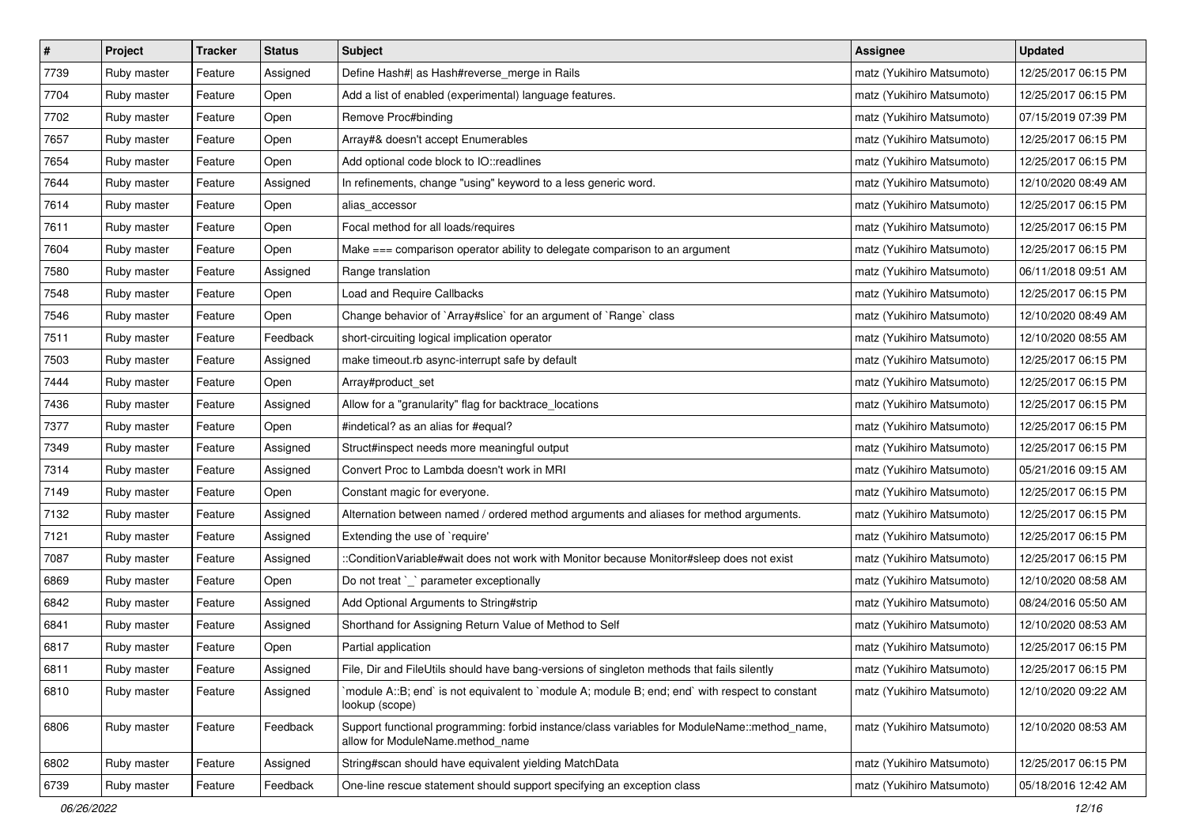| # | Project | Tracker | Status | Subject | Assignee | Updated |
|---|---|---|---|---|---|---|
| 7739 | Ruby master | Feature | Assigned | Define Hash#\| as Hash#reverse_merge in Rails | matz (Yukihiro Matsumoto) | 12/25/2017 06:15 PM |
| 7704 | Ruby master | Feature | Open | Add a list of enabled (experimental) language features. | matz (Yukihiro Matsumoto) | 12/25/2017 06:15 PM |
| 7702 | Ruby master | Feature | Open | Remove Proc#binding | matz (Yukihiro Matsumoto) | 07/15/2019 07:39 PM |
| 7657 | Ruby master | Feature | Open | Array#& doesn't accept Enumerables | matz (Yukihiro Matsumoto) | 12/25/2017 06:15 PM |
| 7654 | Ruby master | Feature | Open | Add optional code block to IO::readlines | matz (Yukihiro Matsumoto) | 12/25/2017 06:15 PM |
| 7644 | Ruby master | Feature | Assigned | In refinements, change "using" keyword to a less generic word. | matz (Yukihiro Matsumoto) | 12/10/2020 08:49 AM |
| 7614 | Ruby master | Feature | Open | alias_accessor | matz (Yukihiro Matsumoto) | 12/25/2017 06:15 PM |
| 7611 | Ruby master | Feature | Open | Focal method for all loads/requires | matz (Yukihiro Matsumoto) | 12/25/2017 06:15 PM |
| 7604 | Ruby master | Feature | Open | Make === comparison operator ability to delegate comparison to an argument | matz (Yukihiro Matsumoto) | 12/25/2017 06:15 PM |
| 7580 | Ruby master | Feature | Assigned | Range translation | matz (Yukihiro Matsumoto) | 06/11/2018 09:51 AM |
| 7548 | Ruby master | Feature | Open | Load and Require Callbacks | matz (Yukihiro Matsumoto) | 12/25/2017 06:15 PM |
| 7546 | Ruby master | Feature | Open | Change behavior of `Array#slice` for an argument of `Range` class | matz (Yukihiro Matsumoto) | 12/10/2020 08:49 AM |
| 7511 | Ruby master | Feature | Feedback | short-circuiting logical implication operator | matz (Yukihiro Matsumoto) | 12/10/2020 08:55 AM |
| 7503 | Ruby master | Feature | Assigned | make timeout.rb async-interrupt safe by default | matz (Yukihiro Matsumoto) | 12/25/2017 06:15 PM |
| 7444 | Ruby master | Feature | Open | Array#product_set | matz (Yukihiro Matsumoto) | 12/25/2017 06:15 PM |
| 7436 | Ruby master | Feature | Assigned | Allow for a "granularity" flag for backtrace_locations | matz (Yukihiro Matsumoto) | 12/25/2017 06:15 PM |
| 7377 | Ruby master | Feature | Open | #indetical? as an alias for #equal? | matz (Yukihiro Matsumoto) | 12/25/2017 06:15 PM |
| 7349 | Ruby master | Feature | Assigned | Struct#inspect needs more meaningful output | matz (Yukihiro Matsumoto) | 12/25/2017 06:15 PM |
| 7314 | Ruby master | Feature | Assigned | Convert Proc to Lambda doesn't work in MRI | matz (Yukihiro Matsumoto) | 05/21/2016 09:15 AM |
| 7149 | Ruby master | Feature | Open | Constant magic for everyone. | matz (Yukihiro Matsumoto) | 12/25/2017 06:15 PM |
| 7132 | Ruby master | Feature | Assigned | Alternation between named / ordered method arguments and aliases for method arguments. | matz (Yukihiro Matsumoto) | 12/25/2017 06:15 PM |
| 7121 | Ruby master | Feature | Assigned | Extending the use of `require' | matz (Yukihiro Matsumoto) | 12/25/2017 06:15 PM |
| 7087 | Ruby master | Feature | Assigned | ::ConditionVariable#wait does not work with Monitor because Monitor#sleep does not exist | matz (Yukihiro Matsumoto) | 12/25/2017 06:15 PM |
| 6869 | Ruby master | Feature | Open | Do not treat `_` parameter exceptionally | matz (Yukihiro Matsumoto) | 12/10/2020 08:58 AM |
| 6842 | Ruby master | Feature | Assigned | Add Optional Arguments to String#strip | matz (Yukihiro Matsumoto) | 08/24/2016 05:50 AM |
| 6841 | Ruby master | Feature | Assigned | Shorthand for Assigning Return Value of Method to Self | matz (Yukihiro Matsumoto) | 12/10/2020 08:53 AM |
| 6817 | Ruby master | Feature | Open | Partial application | matz (Yukihiro Matsumoto) | 12/25/2017 06:15 PM |
| 6811 | Ruby master | Feature | Assigned | File, Dir and FileUtils should have bang-versions of singleton methods that fails silently | matz (Yukihiro Matsumoto) | 12/25/2017 06:15 PM |
| 6810 | Ruby master | Feature | Assigned | `module A::B; end` is not equivalent to `module A; module B; end; end` with respect to constant lookup (scope) | matz (Yukihiro Matsumoto) | 12/10/2020 09:22 AM |
| 6806 | Ruby master | Feature | Feedback | Support functional programming: forbid instance/class variables for ModuleName::method_name, allow for ModuleName.method_name | matz (Yukihiro Matsumoto) | 12/10/2020 08:53 AM |
| 6802 | Ruby master | Feature | Assigned | String#scan should have equivalent yielding MatchData | matz (Yukihiro Matsumoto) | 12/25/2017 06:15 PM |
| 6739 | Ruby master | Feature | Feedback | One-line rescue statement should support specifying an exception class | matz (Yukihiro Matsumoto) | 05/18/2016 12:42 AM |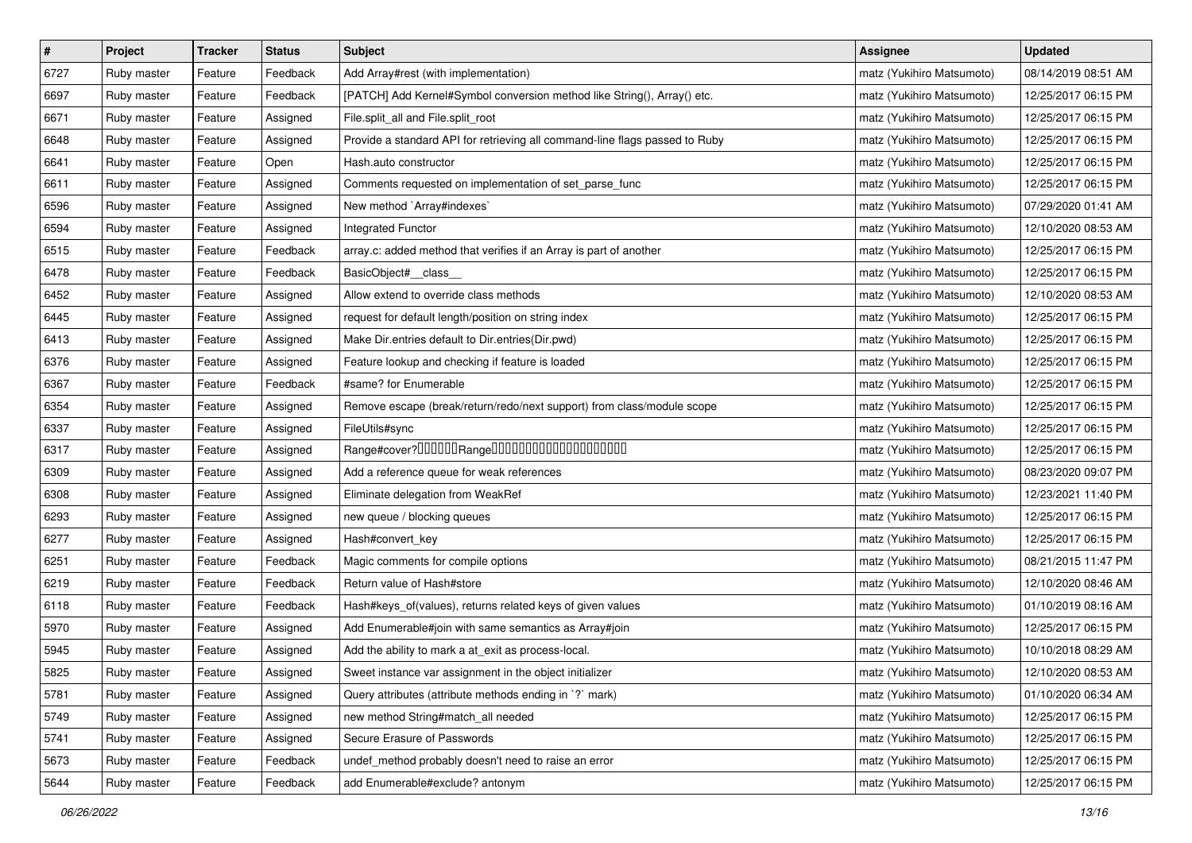| # | Project | Tracker | Status | Subject | Assignee | Updated |
|---|---|---|---|---|---|---|
| 6727 | Ruby master | Feature | Feedback | Add Array#rest (with implementation) | matz (Yukihiro Matsumoto) | 08/14/2019 08:51 AM |
| 6697 | Ruby master | Feature | Feedback | [PATCH] Add Kernel#Symbol conversion method like String(), Array() etc. | matz (Yukihiro Matsumoto) | 12/25/2017 06:15 PM |
| 6671 | Ruby master | Feature | Assigned | File.split_all and File.split_root | matz (Yukihiro Matsumoto) | 12/25/2017 06:15 PM |
| 6648 | Ruby master | Feature | Assigned | Provide a standard API for retrieving all command-line flags passed to Ruby | matz (Yukihiro Matsumoto) | 12/25/2017 06:15 PM |
| 6641 | Ruby master | Feature | Open | Hash.auto constructor | matz (Yukihiro Matsumoto) | 12/25/2017 06:15 PM |
| 6611 | Ruby master | Feature | Assigned | Comments requested on implementation of set_parse_func | matz (Yukihiro Matsumoto) | 12/25/2017 06:15 PM |
| 6596 | Ruby master | Feature | Assigned | New method `Array#indexes` | matz (Yukihiro Matsumoto) | 07/29/2020 01:41 AM |
| 6594 | Ruby master | Feature | Assigned | Integrated Functor | matz (Yukihiro Matsumoto) | 12/10/2020 08:53 AM |
| 6515 | Ruby master | Feature | Feedback | array.c: added method that verifies if an Array is part of another | matz (Yukihiro Matsumoto) | 12/25/2017 06:15 PM |
| 6478 | Ruby master | Feature | Feedback | BasicObject#__class__ | matz (Yukihiro Matsumoto) | 12/25/2017 06:15 PM |
| 6452 | Ruby master | Feature | Assigned | Allow extend to override class methods | matz (Yukihiro Matsumoto) | 12/10/2020 08:53 AM |
| 6445 | Ruby master | Feature | Assigned | request for default length/position on string index | matz (Yukihiro Matsumoto) | 12/25/2017 06:15 PM |
| 6413 | Ruby master | Feature | Assigned | Make Dir.entries default to Dir.entries(Dir.pwd) | matz (Yukihiro Matsumoto) | 12/25/2017 06:15 PM |
| 6376 | Ruby master | Feature | Assigned | Feature lookup and checking if feature is loaded | matz (Yukihiro Matsumoto) | 12/25/2017 06:15 PM |
| 6367 | Ruby master | Feature | Feedback | #same? for Enumerable | matz (Yukihiro Matsumoto) | 12/25/2017 06:15 PM |
| 6354 | Ruby master | Feature | Assigned | Remove escape (break/return/redo/next support) from class/module scope | matz (Yukihiro Matsumoto) | 12/25/2017 06:15 PM |
| 6337 | Ruby master | Feature | Assigned | FileUtils#sync | matz (Yukihiro Matsumoto) | 12/25/2017 06:15 PM |
| 6317 | Ruby master | Feature | Assigned | Range#cover?□□□□□□Range□□□□□□□□□□□□□□□□□□□□ | matz (Yukihiro Matsumoto) | 12/25/2017 06:15 PM |
| 6309 | Ruby master | Feature | Assigned | Add a reference queue for weak references | matz (Yukihiro Matsumoto) | 08/23/2020 09:07 PM |
| 6308 | Ruby master | Feature | Assigned | Eliminate delegation from WeakRef | matz (Yukihiro Matsumoto) | 12/23/2021 11:40 PM |
| 6293 | Ruby master | Feature | Assigned | new queue / blocking queues | matz (Yukihiro Matsumoto) | 12/25/2017 06:15 PM |
| 6277 | Ruby master | Feature | Assigned | Hash#convert_key | matz (Yukihiro Matsumoto) | 12/25/2017 06:15 PM |
| 6251 | Ruby master | Feature | Feedback | Magic comments for compile options | matz (Yukihiro Matsumoto) | 08/21/2015 11:47 PM |
| 6219 | Ruby master | Feature | Feedback | Return value of Hash#store | matz (Yukihiro Matsumoto) | 12/10/2020 08:46 AM |
| 6118 | Ruby master | Feature | Feedback | Hash#keys_of(values), returns related keys of given values | matz (Yukihiro Matsumoto) | 01/10/2019 08:16 AM |
| 5970 | Ruby master | Feature | Assigned | Add Enumerable#join with same semantics as Array#join | matz (Yukihiro Matsumoto) | 12/25/2017 06:15 PM |
| 5945 | Ruby master | Feature | Assigned | Add the ability to mark a at_exit as process-local. | matz (Yukihiro Matsumoto) | 10/10/2018 08:29 AM |
| 5825 | Ruby master | Feature | Assigned | Sweet instance var assignment in the object initializer | matz (Yukihiro Matsumoto) | 12/10/2020 08:53 AM |
| 5781 | Ruby master | Feature | Assigned | Query attributes (attribute methods ending in `?` mark) | matz (Yukihiro Matsumoto) | 01/10/2020 06:34 AM |
| 5749 | Ruby master | Feature | Assigned | new method String#match_all needed | matz (Yukihiro Matsumoto) | 12/25/2017 06:15 PM |
| 5741 | Ruby master | Feature | Assigned | Secure Erasure of Passwords | matz (Yukihiro Matsumoto) | 12/25/2017 06:15 PM |
| 5673 | Ruby master | Feature | Feedback | undef_method probably doesn't need to raise an error | matz (Yukihiro Matsumoto) | 12/25/2017 06:15 PM |
| 5644 | Ruby master | Feature | Feedback | add Enumerable#exclude? antonym | matz (Yukihiro Matsumoto) | 12/25/2017 06:15 PM |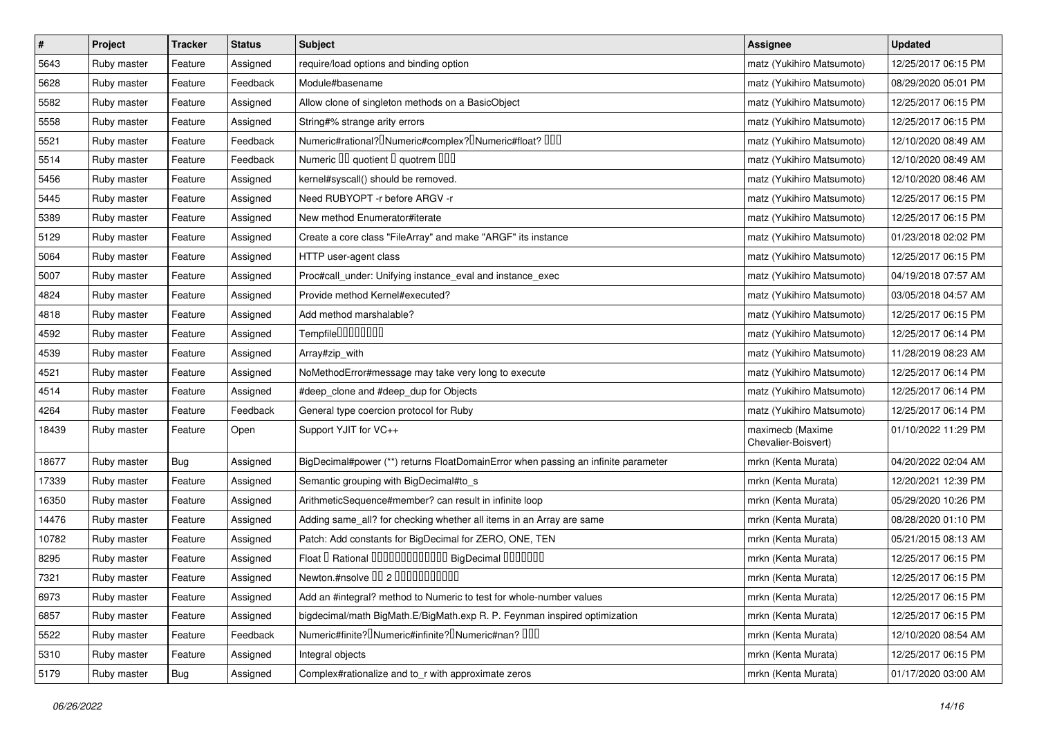| # | Project | Tracker | Status | Subject | Assignee | Updated |
|---|---|---|---|---|---|---|
| 5643 | Ruby master | Feature | Assigned | require/load options and binding option | matz (Yukihiro Matsumoto) | 12/25/2017 06:15 PM |
| 5628 | Ruby master | Feature | Feedback | Module#basename | matz (Yukihiro Matsumoto) | 08/29/2020 05:01 PM |
| 5582 | Ruby master | Feature | Assigned | Allow clone of singleton methods on a BasicObject | matz (Yukihiro Matsumoto) | 12/25/2017 06:15 PM |
| 5558 | Ruby master | Feature | Assigned | String#% strange arity errors | matz (Yukihiro Matsumoto) | 12/25/2017 06:15 PM |
| 5521 | Ruby master | Feature | Feedback | Numeric#rational?�Numeric#complex?�Numeric#float? ��� | matz (Yukihiro Matsumoto) | 12/10/2020 08:49 AM |
| 5514 | Ruby master | Feature | Feedback | Numeric �� quotient � quotrem ��� | matz (Yukihiro Matsumoto) | 12/10/2020 08:49 AM |
| 5456 | Ruby master | Feature | Assigned | kernel#syscall() should be removed. | matz (Yukihiro Matsumoto) | 12/10/2020 08:46 AM |
| 5445 | Ruby master | Feature | Assigned | Need RUBYOPT -r before ARGV -r | matz (Yukihiro Matsumoto) | 12/25/2017 06:15 PM |
| 5389 | Ruby master | Feature | Assigned | New method Enumerator#iterate | matz (Yukihiro Matsumoto) | 12/25/2017 06:15 PM |
| 5129 | Ruby master | Feature | Assigned | Create a core class "FileArray" and make "ARGF" its instance | matz (Yukihiro Matsumoto) | 01/23/2018 02:02 PM |
| 5064 | Ruby master | Feature | Assigned | HTTP user-agent class | matz (Yukihiro Matsumoto) | 12/25/2017 06:15 PM |
| 5007 | Ruby master | Feature | Assigned | Proc#call_under: Unifying instance_eval and instance_exec | matz (Yukihiro Matsumoto) | 04/19/2018 07:57 AM |
| 4824 | Ruby master | Feature | Assigned | Provide method Kernel#executed? | matz (Yukihiro Matsumoto) | 03/05/2018 04:57 AM |
| 4818 | Ruby master | Feature | Assigned | Add method marshalable? | matz (Yukihiro Matsumoto) | 12/25/2017 06:15 PM |
| 4592 | Ruby master | Feature | Assigned | Tempfile�������� | matz (Yukihiro Matsumoto) | 12/25/2017 06:14 PM |
| 4539 | Ruby master | Feature | Assigned | Array#zip_with | matz (Yukihiro Matsumoto) | 11/28/2019 08:23 AM |
| 4521 | Ruby master | Feature | Assigned | NoMethodError#message may take very long to execute | matz (Yukihiro Matsumoto) | 12/25/2017 06:14 PM |
| 4514 | Ruby master | Feature | Assigned | #deep_clone and #deep_dup for Objects | matz (Yukihiro Matsumoto) | 12/25/2017 06:14 PM |
| 4264 | Ruby master | Feature | Feedback | General type coercion protocol for Ruby | matz (Yukihiro Matsumoto) | 12/25/2017 06:14 PM |
| 18439 | Ruby master | Feature | Open | Support YJIT for VC++ | maximecb (Maxime Chevalier-Boisvert) | 01/10/2022 11:29 PM |
| 18677 | Ruby master | Bug | Assigned | BigDecimal#power (**) returns FloatDomainError when passing an infinite parameter | mrkn (Kenta Murata) | 04/20/2022 02:04 AM |
| 17339 | Ruby master | Feature | Assigned | Semantic grouping with BigDecimal#to_s | mrkn (Kenta Murata) | 12/20/2021 12:39 PM |
| 16350 | Ruby master | Feature | Assigned | ArithmeticSequence#member? can result in infinite loop | mrkn (Kenta Murata) | 05/29/2020 10:26 PM |
| 14476 | Ruby master | Feature | Assigned | Adding same_all? for checking whether all items in an Array are same | mrkn (Kenta Murata) | 08/28/2020 01:10 PM |
| 10782 | Ruby master | Feature | Assigned | Patch: Add constants for BigDecimal for ZERO, ONE, TEN | mrkn (Kenta Murata) | 05/21/2015 08:13 AM |
| 8295 | Ruby master | Feature | Assigned | Float � Rational ������������� BigDecimal ������� | mrkn (Kenta Murata) | 12/25/2017 06:15 PM |
| 7321 | Ruby master | Feature | Assigned | Newton.#nsolve �� 2 ����������� | mrkn (Kenta Murata) | 12/25/2017 06:15 PM |
| 6973 | Ruby master | Feature | Assigned | Add an #integral? method to Numeric to test for whole-number values | mrkn (Kenta Murata) | 12/25/2017 06:15 PM |
| 6857 | Ruby master | Feature | Assigned | bigdecimal/math BigMath.E/BigMath.exp R. P. Feynman inspired optimization | mrkn (Kenta Murata) | 12/25/2017 06:15 PM |
| 5522 | Ruby master | Feature | Feedback | Numeric#finite?�Numeric#infinite?�Numeric#nan? ��� | mrkn (Kenta Murata) | 12/10/2020 08:54 AM |
| 5310 | Ruby master | Feature | Assigned | Integral objects | mrkn (Kenta Murata) | 12/25/2017 06:15 PM |
| 5179 | Ruby master | Bug | Assigned | Complex#rationalize and to_r with approximate zeros | mrkn (Kenta Murata) | 01/17/2020 03:00 AM |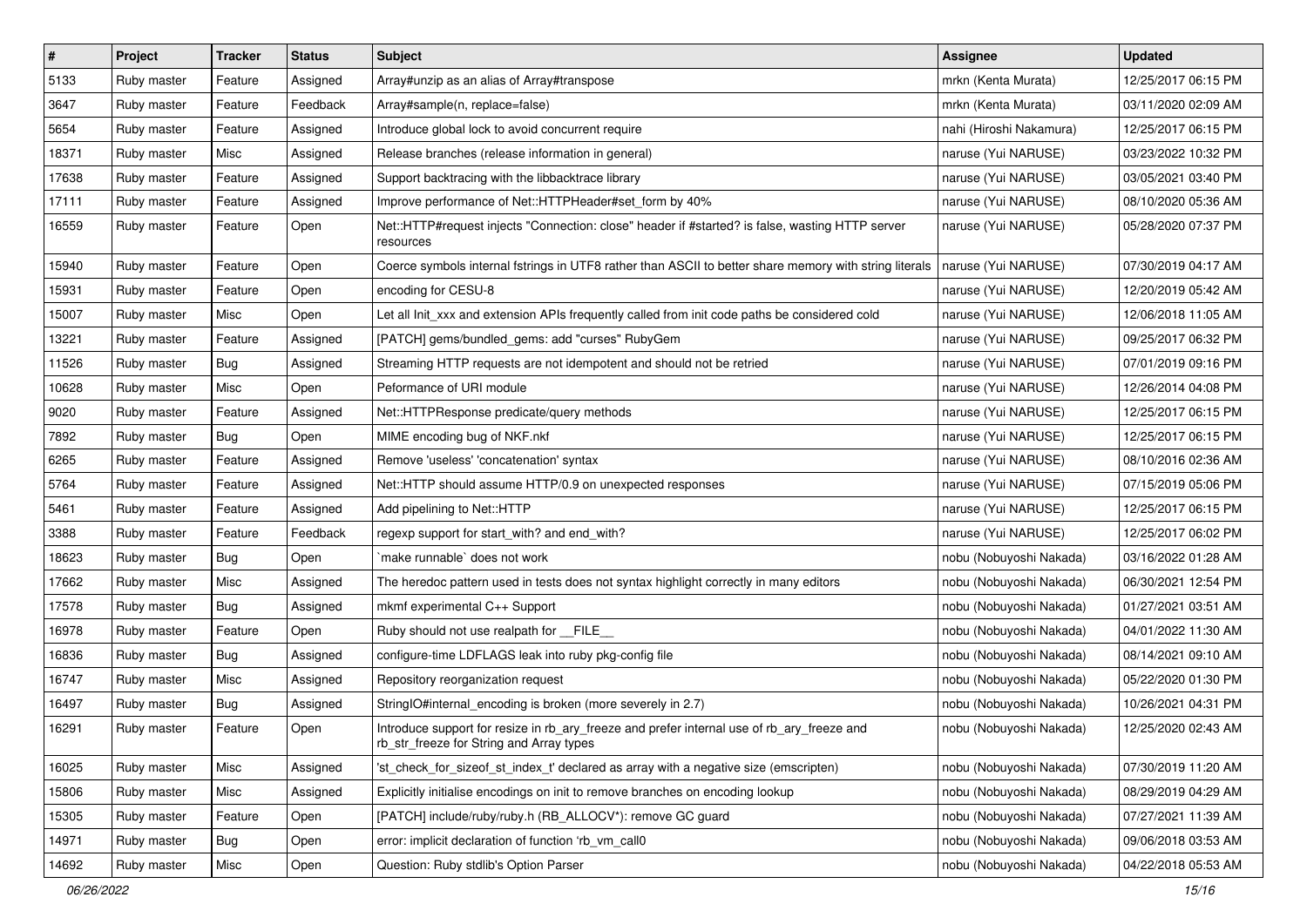| # | Project | Tracker | Status | Subject | Assignee | Updated |
|---|---|---|---|---|---|---|
| 5133 | Ruby master | Feature | Assigned | Array#unzip as an alias of Array#transpose | mrkn (Kenta Murata) | 12/25/2017 06:15 PM |
| 3647 | Ruby master | Feature | Feedback | Array#sample(n, replace=false) | mrkn (Kenta Murata) | 03/11/2020 02:09 AM |
| 5654 | Ruby master | Feature | Assigned | Introduce global lock to avoid concurrent require | nahi (Hiroshi Nakamura) | 12/25/2017 06:15 PM |
| 18371 | Ruby master | Misc | Assigned | Release branches (release information in general) | naruse (Yui NARUSE) | 03/23/2022 10:32 PM |
| 17638 | Ruby master | Feature | Assigned | Support backtracing with the libbacktrace library | naruse (Yui NARUSE) | 03/05/2021 03:40 PM |
| 17111 | Ruby master | Feature | Assigned | Improve performance of Net::HTTPHeader#set_form by 40% | naruse (Yui NARUSE) | 08/10/2020 05:36 AM |
| 16559 | Ruby master | Feature | Open | Net::HTTP#request injects "Connection: close" header if #started? is false, wasting HTTP server resources | naruse (Yui NARUSE) | 05/28/2020 07:37 PM |
| 15940 | Ruby master | Feature | Open | Coerce symbols internal fstrings in UTF8 rather than ASCII to better share memory with string literals | naruse (Yui NARUSE) | 07/30/2019 04:17 AM |
| 15931 | Ruby master | Feature | Open | encoding for CESU-8 | naruse (Yui NARUSE) | 12/20/2019 05:42 AM |
| 15007 | Ruby master | Misc | Open | Let all Init_xxx and extension APIs frequently called from init code paths be considered cold | naruse (Yui NARUSE) | 12/06/2018 11:05 AM |
| 13221 | Ruby master | Feature | Assigned | [PATCH] gems/bundled_gems: add "curses" RubyGem | naruse (Yui NARUSE) | 09/25/2017 06:32 PM |
| 11526 | Ruby master | Bug | Assigned | Streaming HTTP requests are not idempotent and should not be retried | naruse (Yui NARUSE) | 07/01/2019 09:16 PM |
| 10628 | Ruby master | Misc | Open | Peformance of URI module | naruse (Yui NARUSE) | 12/26/2014 04:08 PM |
| 9020 | Ruby master | Feature | Assigned | Net::HTTPResponse predicate/query methods | naruse (Yui NARUSE) | 12/25/2017 06:15 PM |
| 7892 | Ruby master | Bug | Open | MIME encoding bug of NKF.nkf | naruse (Yui NARUSE) | 12/25/2017 06:15 PM |
| 6265 | Ruby master | Feature | Assigned | Remove 'useless' 'concatenation' syntax | naruse (Yui NARUSE) | 08/10/2016 02:36 AM |
| 5764 | Ruby master | Feature | Assigned | Net::HTTP should assume HTTP/0.9 on unexpected responses | naruse (Yui NARUSE) | 07/15/2019 05:06 PM |
| 5461 | Ruby master | Feature | Assigned | Add pipelining to Net::HTTP | naruse (Yui NARUSE) | 12/25/2017 06:15 PM |
| 3388 | Ruby master | Feature | Feedback | regexp support for start_with? and end_with? | naruse (Yui NARUSE) | 12/25/2017 06:02 PM |
| 18623 | Ruby master | Bug | Open | `make runnable` does not work | nobu (Nobuyoshi Nakada) | 03/16/2022 01:28 AM |
| 17662 | Ruby master | Misc | Assigned | The heredoc pattern used in tests does not syntax highlight correctly in many editors | nobu (Nobuyoshi Nakada) | 06/30/2021 12:54 PM |
| 17578 | Ruby master | Bug | Assigned | mkmf experimental C++ Support | nobu (Nobuyoshi Nakada) | 01/27/2021 03:51 AM |
| 16978 | Ruby master | Feature | Open | Ruby should not use realpath for __FILE__ | nobu (Nobuyoshi Nakada) | 04/01/2022 11:30 AM |
| 16836 | Ruby master | Bug | Assigned | configure-time LDFLAGS leak into ruby pkg-config file | nobu (Nobuyoshi Nakada) | 08/14/2021 09:10 AM |
| 16747 | Ruby master | Misc | Assigned | Repository reorganization request | nobu (Nobuyoshi Nakada) | 05/22/2020 01:30 PM |
| 16497 | Ruby master | Bug | Assigned | StringIO#internal_encoding is broken (more severely in 2.7) | nobu (Nobuyoshi Nakada) | 10/26/2021 04:31 PM |
| 16291 | Ruby master | Feature | Open | Introduce support for resize in rb_ary_freeze and prefer internal use of rb_ary_freeze and rb_str_freeze for String and Array types | nobu (Nobuyoshi Nakada) | 12/25/2020 02:43 AM |
| 16025 | Ruby master | Misc | Assigned | 'st_check_for_sizeof_st_index_t' declared as array with a negative size (emscripten) | nobu (Nobuyoshi Nakada) | 07/30/2019 11:20 AM |
| 15806 | Ruby master | Misc | Assigned | Explicitly initialise encodings on init to remove branches on encoding lookup | nobu (Nobuyoshi Nakada) | 08/29/2019 04:29 AM |
| 15305 | Ruby master | Feature | Open | [PATCH] include/ruby/ruby.h (RB_ALLOCV*): remove GC guard | nobu (Nobuyoshi Nakada) | 07/27/2021 11:39 AM |
| 14971 | Ruby master | Bug | Open | error: implicit declaration of function 'rb_vm_call0 | nobu (Nobuyoshi Nakada) | 09/06/2018 03:53 AM |
| 14692 | Ruby master | Misc | Open | Question: Ruby stdlib's Option Parser | nobu (Nobuyoshi Nakada) | 04/22/2018 05:53 AM |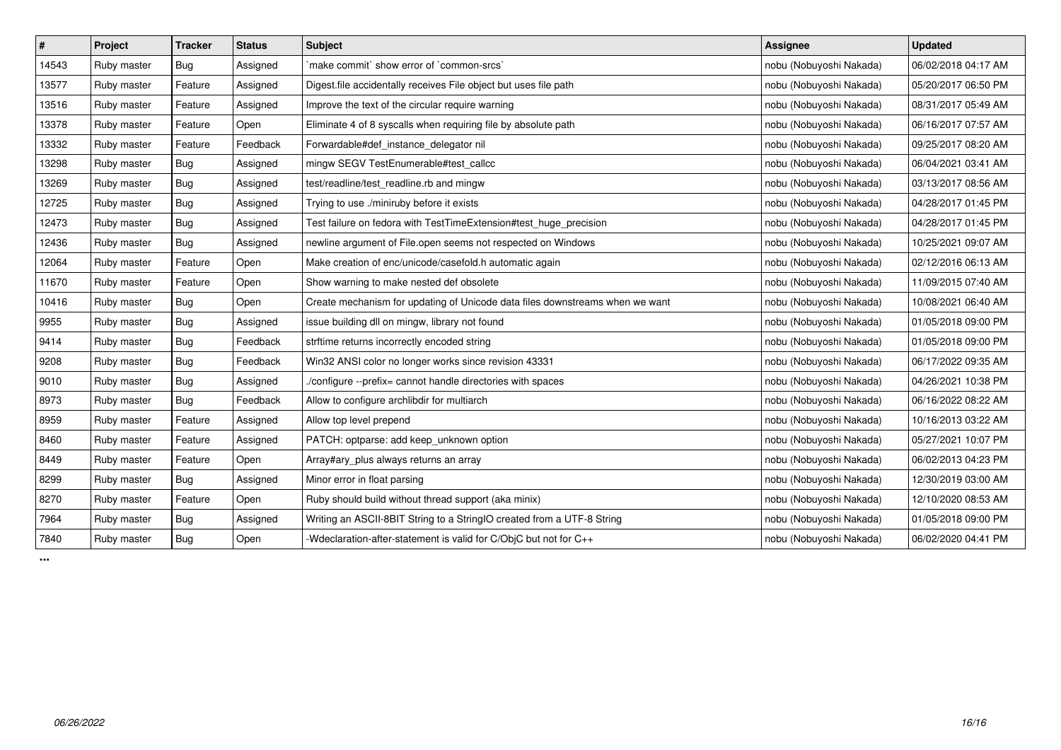| # | Project | Tracker | Status | Subject | Assignee | Updated |
|---|---|---|---|---|---|---|
| 14543 | Ruby master | Bug | Assigned | `make commit` show error of `common-srcs` | nobu (Nobuyoshi Nakada) | 06/02/2018 04:17 AM |
| 13577 | Ruby master | Feature | Assigned | Digest.file accidentally receives File object but uses file path | nobu (Nobuyoshi Nakada) | 05/20/2017 06:50 PM |
| 13516 | Ruby master | Feature | Assigned | Improve the text of the circular require warning | nobu (Nobuyoshi Nakada) | 08/31/2017 05:49 AM |
| 13378 | Ruby master | Feature | Open | Eliminate 4 of 8 syscalls when requiring file by absolute path | nobu (Nobuyoshi Nakada) | 06/16/2017 07:57 AM |
| 13332 | Ruby master | Feature | Feedback | Forwardable#def_instance_delegator nil | nobu (Nobuyoshi Nakada) | 09/25/2017 08:20 AM |
| 13298 | Ruby master | Bug | Assigned | mingw SEGV TestEnumerable#test_callcc | nobu (Nobuyoshi Nakada) | 06/04/2021 03:41 AM |
| 13269 | Ruby master | Bug | Assigned | test/readline/test_readline.rb and mingw | nobu (Nobuyoshi Nakada) | 03/13/2017 08:56 AM |
| 12725 | Ruby master | Bug | Assigned | Trying to use ./miniruby before it exists | nobu (Nobuyoshi Nakada) | 04/28/2017 01:45 PM |
| 12473 | Ruby master | Bug | Assigned | Test failure on fedora with TestTimeExtension#test_huge_precision | nobu (Nobuyoshi Nakada) | 04/28/2017 01:45 PM |
| 12436 | Ruby master | Bug | Assigned | newline argument of File.open seems not respected on Windows | nobu (Nobuyoshi Nakada) | 10/25/2021 09:07 AM |
| 12064 | Ruby master | Feature | Open | Make creation of enc/unicode/casefold.h automatic again | nobu (Nobuyoshi Nakada) | 02/12/2016 06:13 AM |
| 11670 | Ruby master | Feature | Open | Show warning to make nested def obsolete | nobu (Nobuyoshi Nakada) | 11/09/2015 07:40 AM |
| 10416 | Ruby master | Bug | Open | Create mechanism for updating of Unicode data files downstreams when we want | nobu (Nobuyoshi Nakada) | 10/08/2021 06:40 AM |
| 9955 | Ruby master | Bug | Assigned | issue building dll on mingw, library not found | nobu (Nobuyoshi Nakada) | 01/05/2018 09:00 PM |
| 9414 | Ruby master | Bug | Feedback | strftime returns incorrectly encoded string | nobu (Nobuyoshi Nakada) | 01/05/2018 09:00 PM |
| 9208 | Ruby master | Bug | Feedback | Win32 ANSI color no longer works since revision 43331 | nobu (Nobuyoshi Nakada) | 06/17/2022 09:35 AM |
| 9010 | Ruby master | Bug | Assigned | ./configure --prefix= cannot handle directories with spaces | nobu (Nobuyoshi Nakada) | 04/26/2021 10:38 PM |
| 8973 | Ruby master | Bug | Feedback | Allow to configure archlibdir for multiarch | nobu (Nobuyoshi Nakada) | 06/16/2022 08:22 AM |
| 8959 | Ruby master | Feature | Assigned | Allow top level prepend | nobu (Nobuyoshi Nakada) | 10/16/2013 03:22 AM |
| 8460 | Ruby master | Feature | Assigned | PATCH: optparse: add keep_unknown option | nobu (Nobuyoshi Nakada) | 05/27/2021 10:07 PM |
| 8449 | Ruby master | Feature | Open | Array#ary_plus always returns an array | nobu (Nobuyoshi Nakada) | 06/02/2013 04:23 PM |
| 8299 | Ruby master | Bug | Assigned | Minor error in float parsing | nobu (Nobuyoshi Nakada) | 12/30/2019 03:00 AM |
| 8270 | Ruby master | Feature | Open | Ruby should build without thread support (aka minix) | nobu (Nobuyoshi Nakada) | 12/10/2020 08:53 AM |
| 7964 | Ruby master | Bug | Assigned | Writing an ASCII-8BIT String to a StringIO created from a UTF-8 String | nobu (Nobuyoshi Nakada) | 01/05/2018 09:00 PM |
| 7840 | Ruby master | Bug | Open | -Wdeclaration-after-statement is valid for C/ObjC but not for C++ | nobu (Nobuyoshi Nakada) | 06/02/2020 04:41 PM |

...